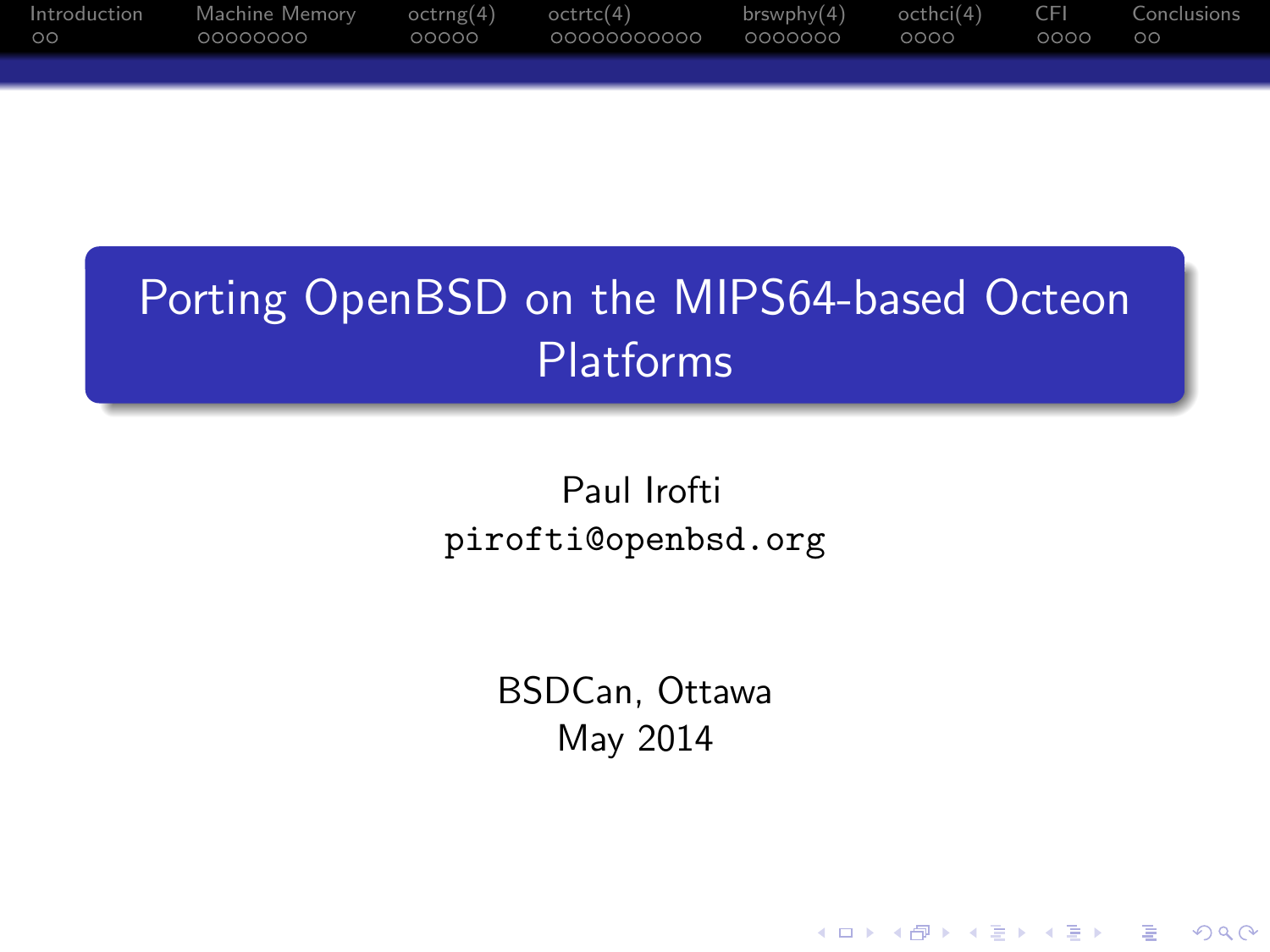# Porting OpenBSD on the MIPS64-based Octeon Platforms

Paul Irofti
pirofti@openbsd.org

BSDCan, Ottawa
May 2014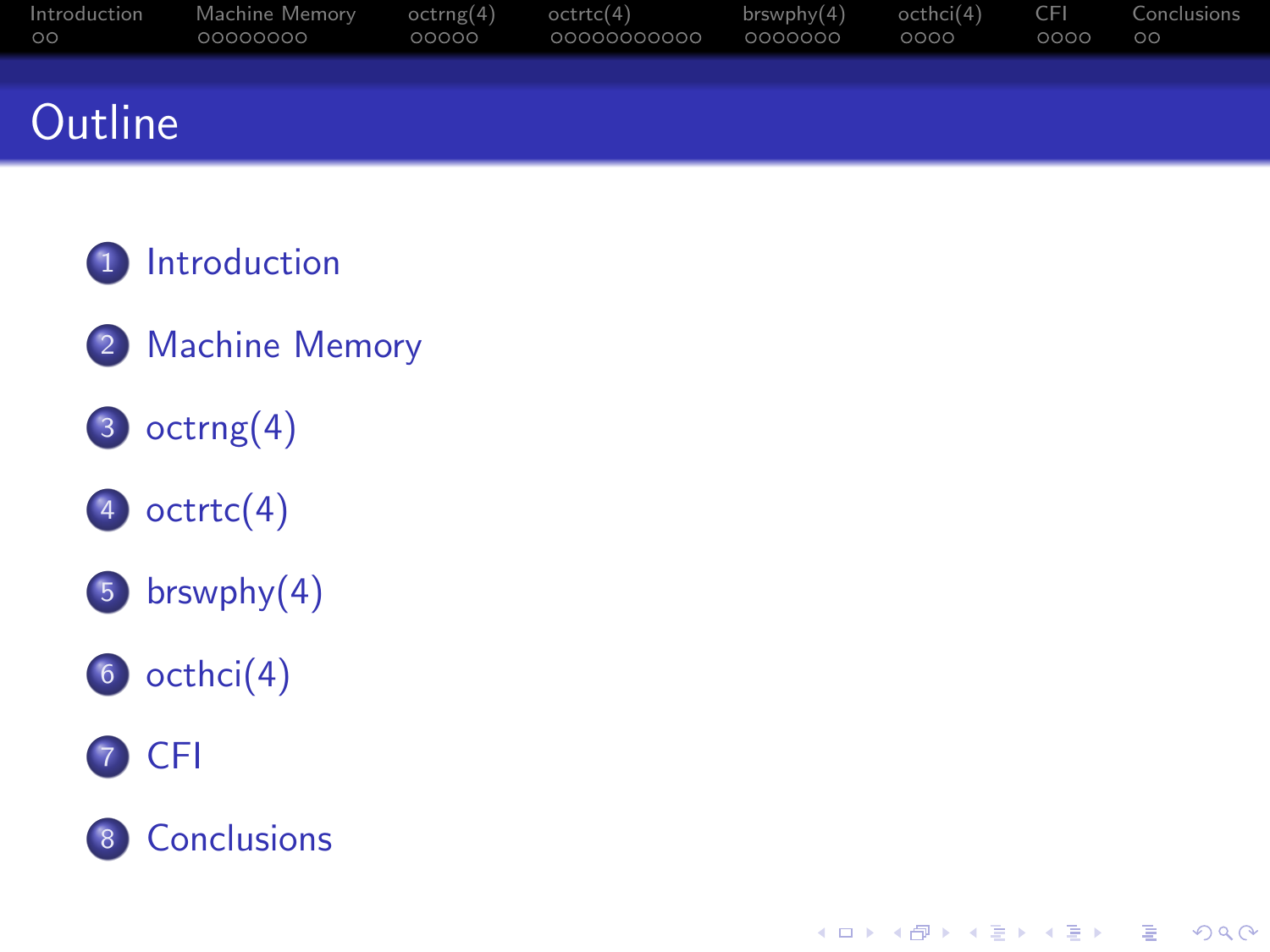# Outline

1. Introduction
2. Machine Memory
3. octrng(4)
4. octrtc(4)
5. brswphy(4)
6. octhci(4)
7. CFI
8. Conclusions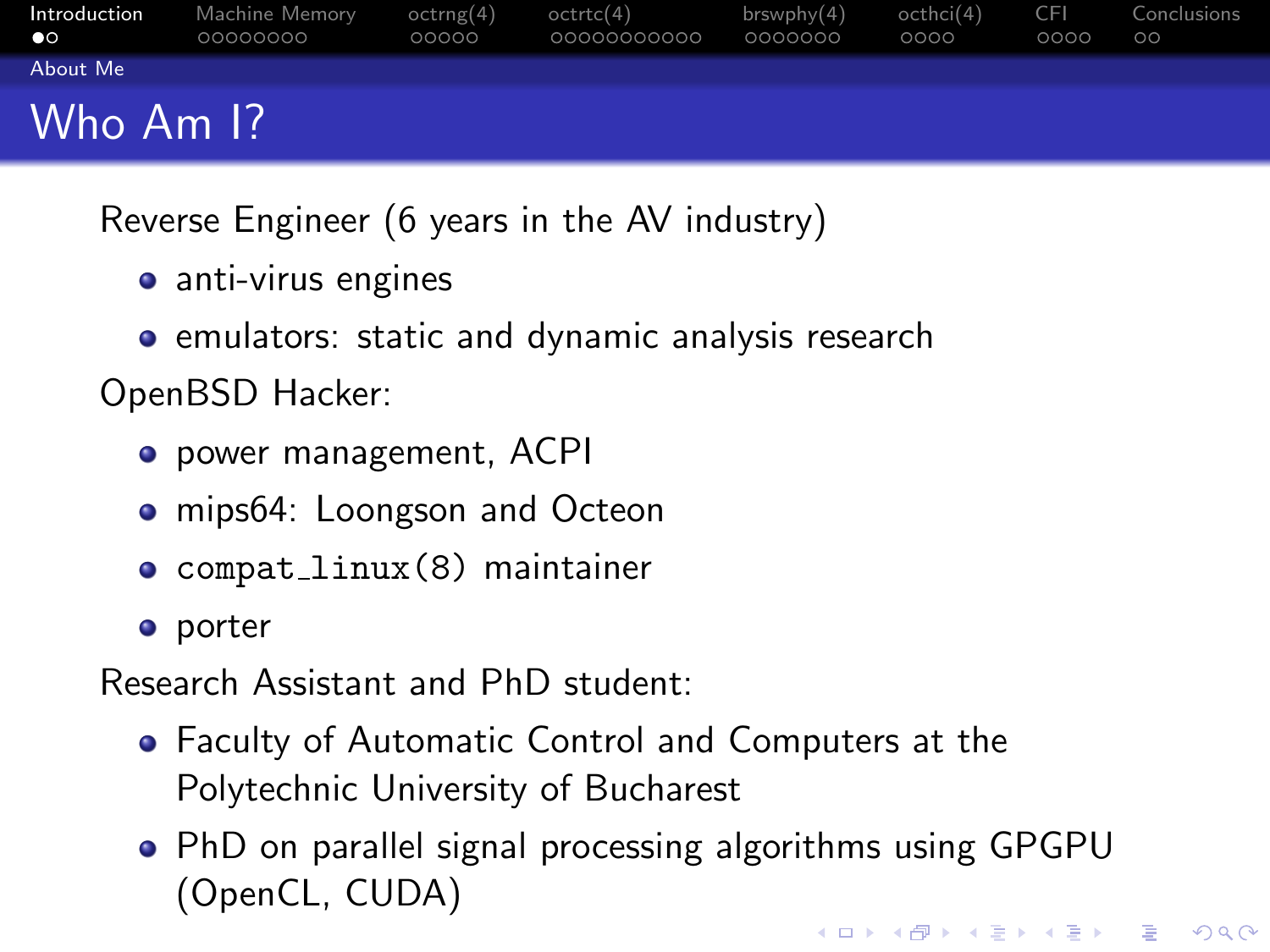# Who Am I?

Reverse Engineer (6 years in the AV industry)

- anti-virus engines
- emulators: static and dynamic analysis research

OpenBSD Hacker:

- power management, ACPI
- mips64: Loongson and Octeon
- `compat_linux(8)` maintainer
- porter

Research Assistant and PhD student:

- Faculty of Automatic Control and Computers at the Polytechnic University of Bucharest
- PhD on parallel signal processing algorithms using GPGPU (OpenCL, CUDA)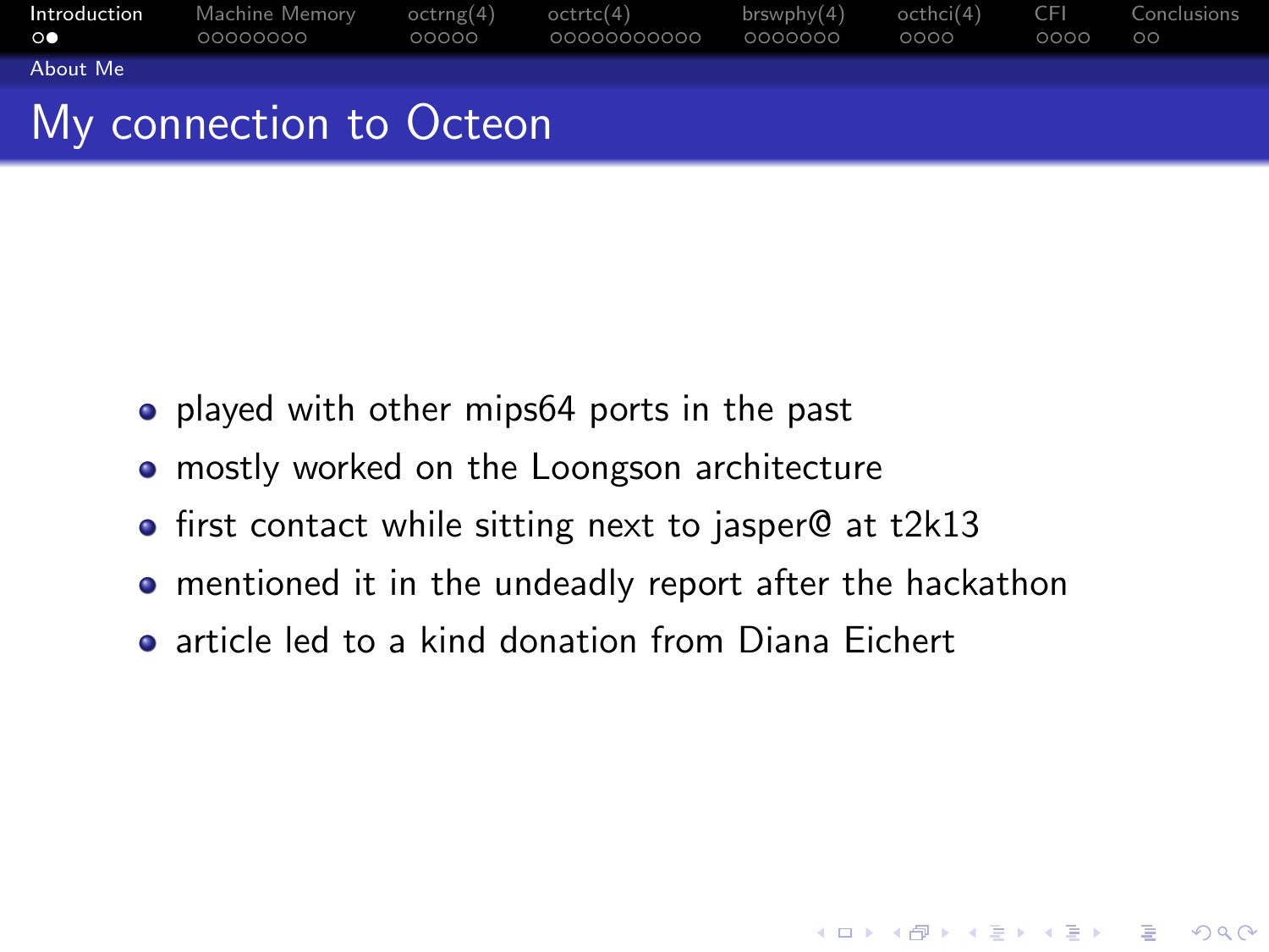## My connection to Octeon

- played with other mips64 ports in the past
- mostly worked on the Loongson architecture
- first contact while sitting next to jasper@ at t2k13
- mentioned it in the undeadly report after the hackathon
- article led to a kind donation from Diana Eichert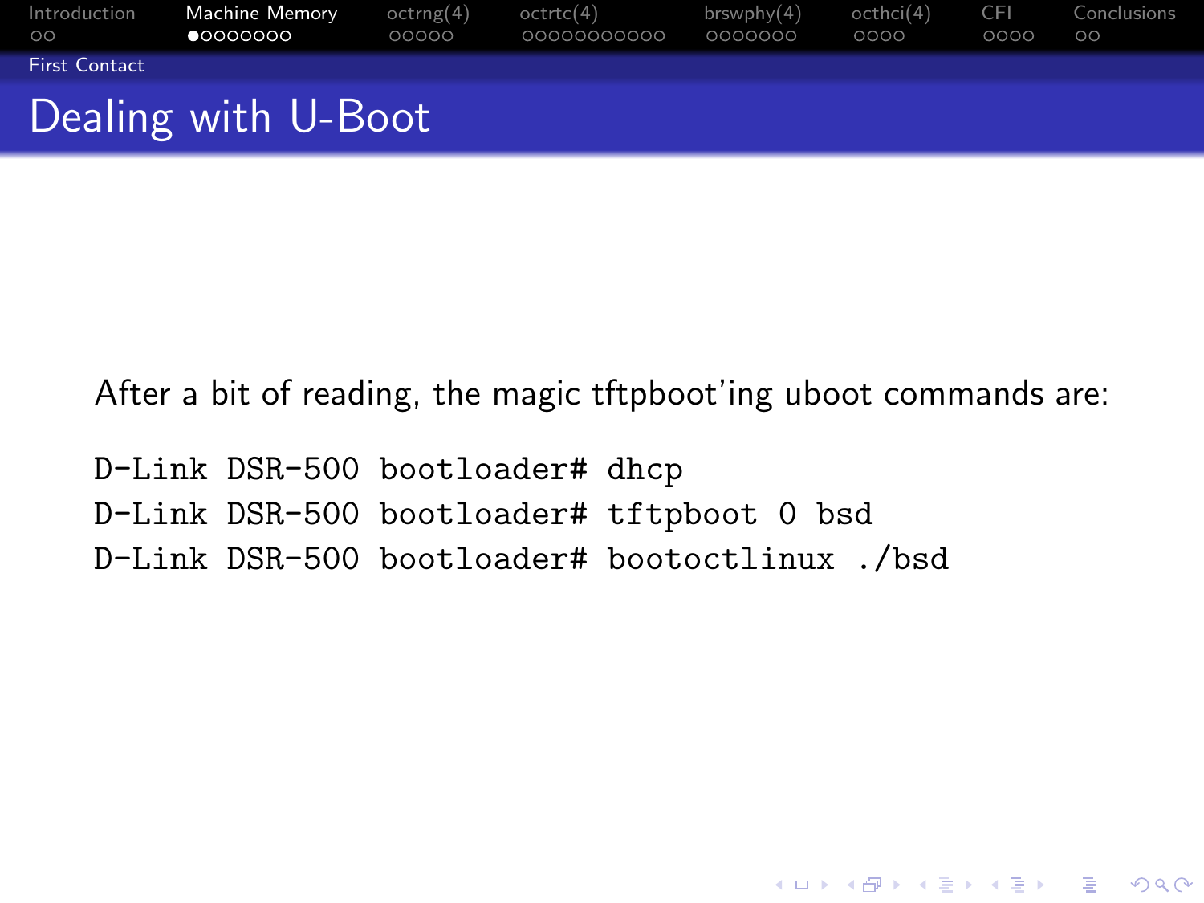# Dealing with U-Boot

After a bit of reading, the magic tftpboot'ing uboot commands are:

```
D-Link DSR-500 bootloader# dhcp
D-Link DSR-500 bootloader# tftpboot 0 bsd
D-Link DSR-500 bootloader# bootoctlinux ./bsd
```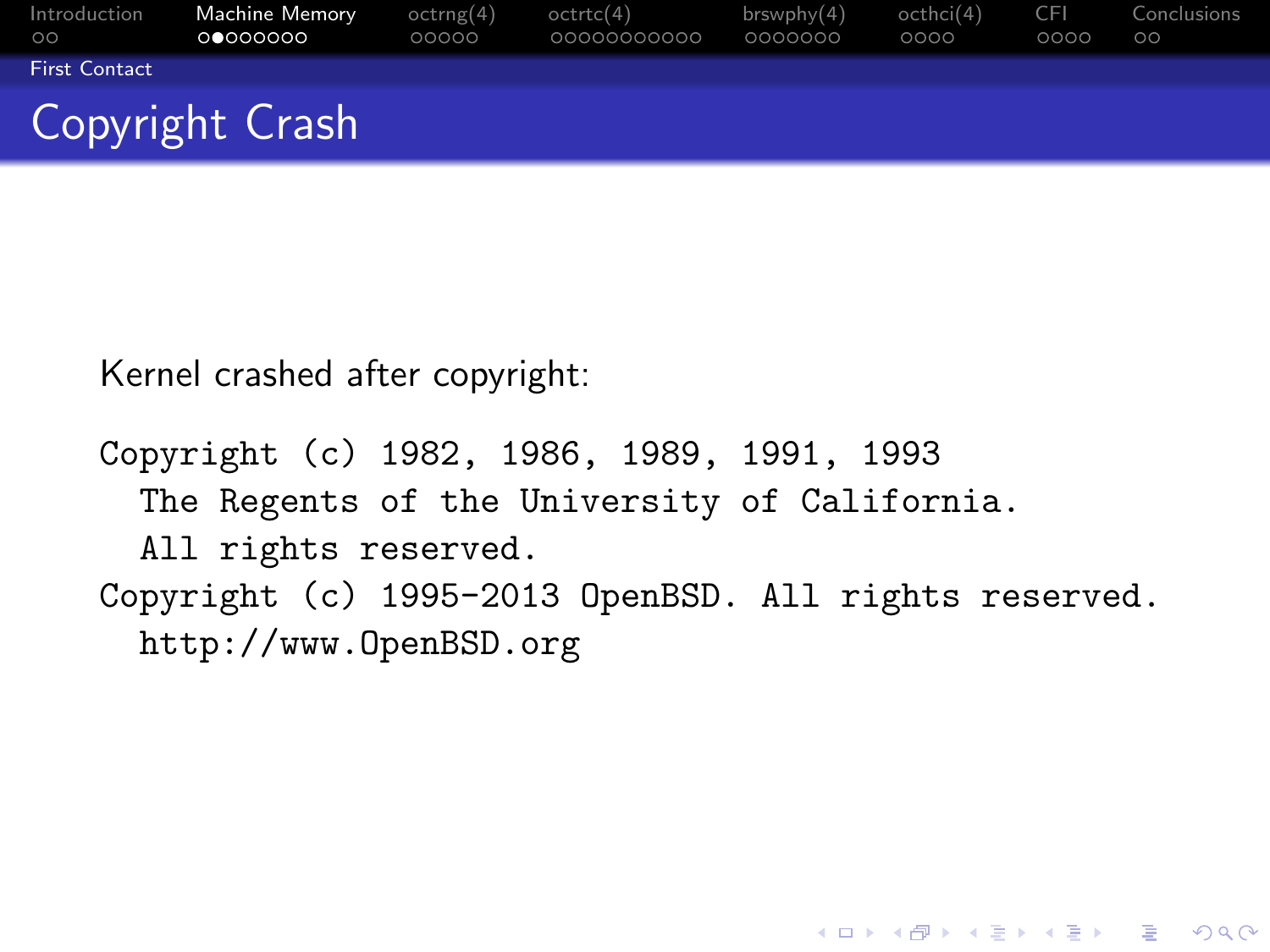# Copyright Crash

Kernel crashed after copyright:

```
Copyright (c) 1982, 1986, 1989, 1991, 1993
  The Regents of the University of California.
  All rights reserved.
Copyright (c) 1995-2013 OpenBSD. All rights reserved.
  http://www.OpenBSD.org
```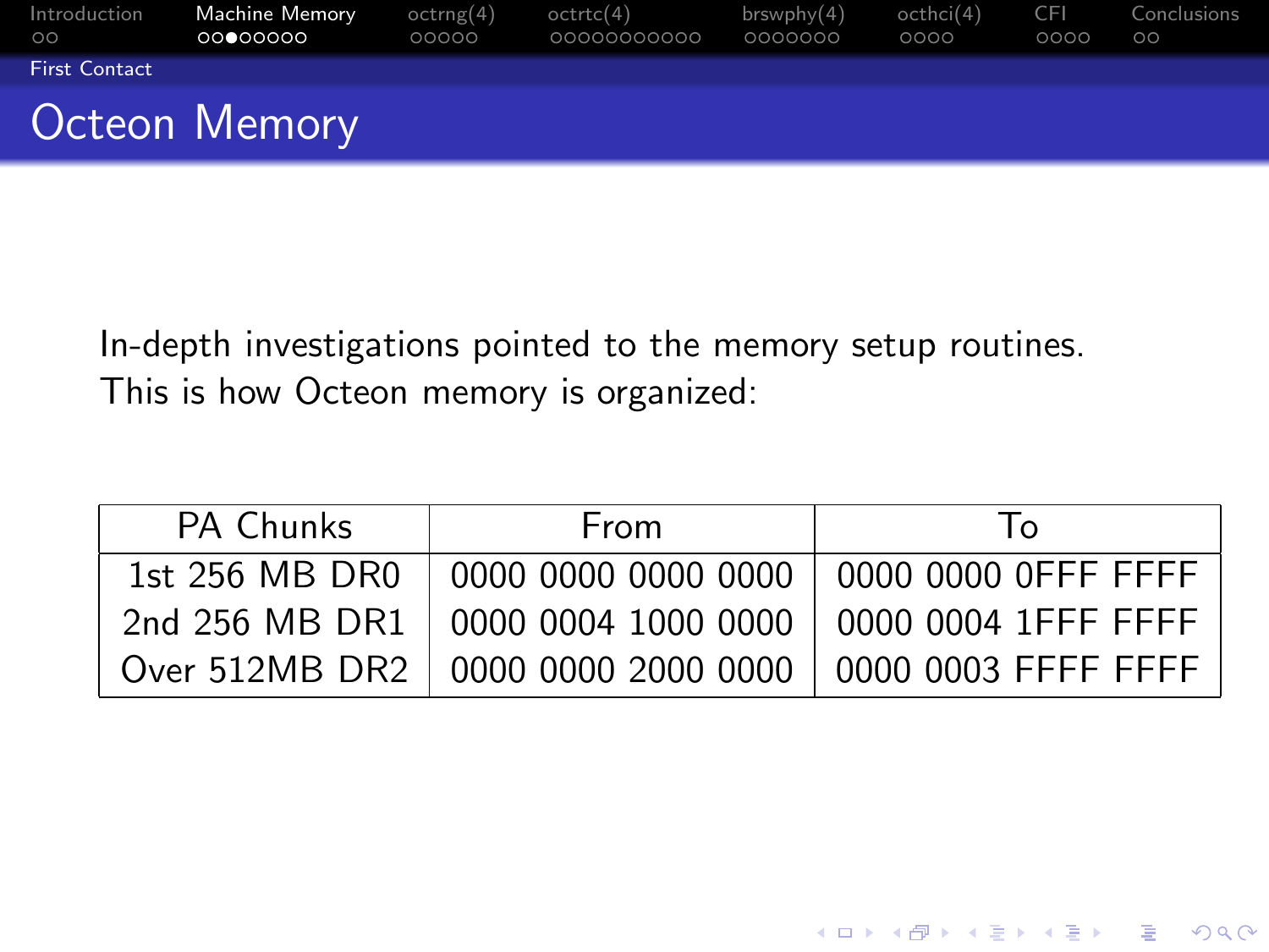## Octeon Memory

In-depth investigations pointed to the memory setup routines.
This is how Octeon memory is organized:

| PA Chunks | From | To |
|---|---|---|
| 1st 256 MB DR0 | 0000 0000 0000 0000 | 0000 0000 0FFF FFFF |
| 2nd 256 MB DR1 | 0000 0004 1000 0000 | 0000 0004 1FFF FFFF |
| Over 512MB DR2 | 0000 0000 2000 0000 | 0000 0003 FFFF FFFF |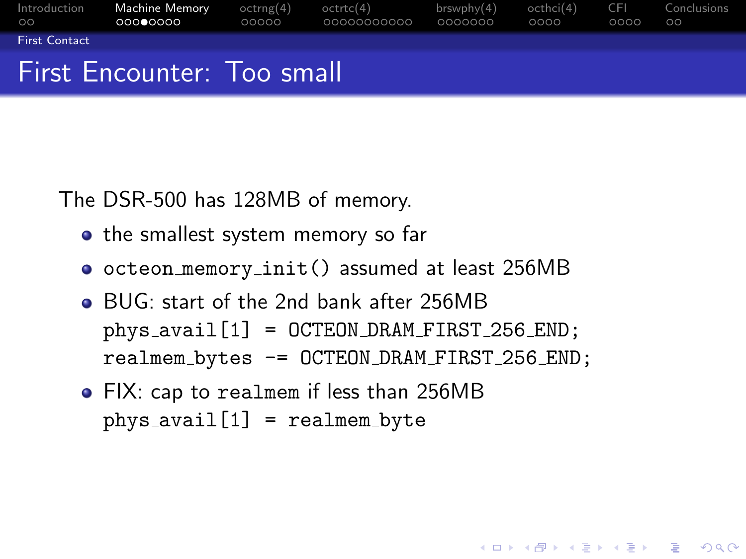# First Encounter: Too small

The DSR-500 has 128MB of memory.

- the smallest system memory so far
- `octeon_memory_init()` assumed at least 256MB
- BUG: start of the 2nd bank after 256MB

  ```
  phys_avail[1] = OCTEON_DRAM_FIRST_256_END;
  realmem_bytes -= OCTEON_DRAM_FIRST_256_END;
  ```

- FIX: cap to `realmem` if less than 256MB

  ```
  phys_avail[1] = realmem_byte
  ```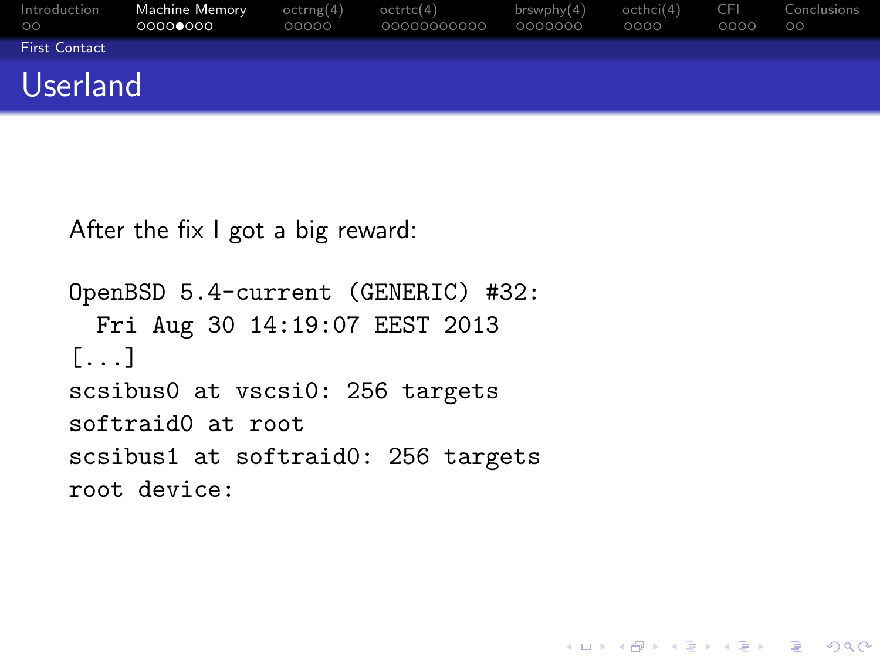# Userland

After the fix I got a big reward:

```
OpenBSD 5.4-current (GENERIC) #32:
  Fri Aug 30 14:19:07 EEST 2013
[...]
scsibus0 at vscsi0: 256 targets
softraid0 at root
scsibus1 at softraid0: 256 targets
root device:
```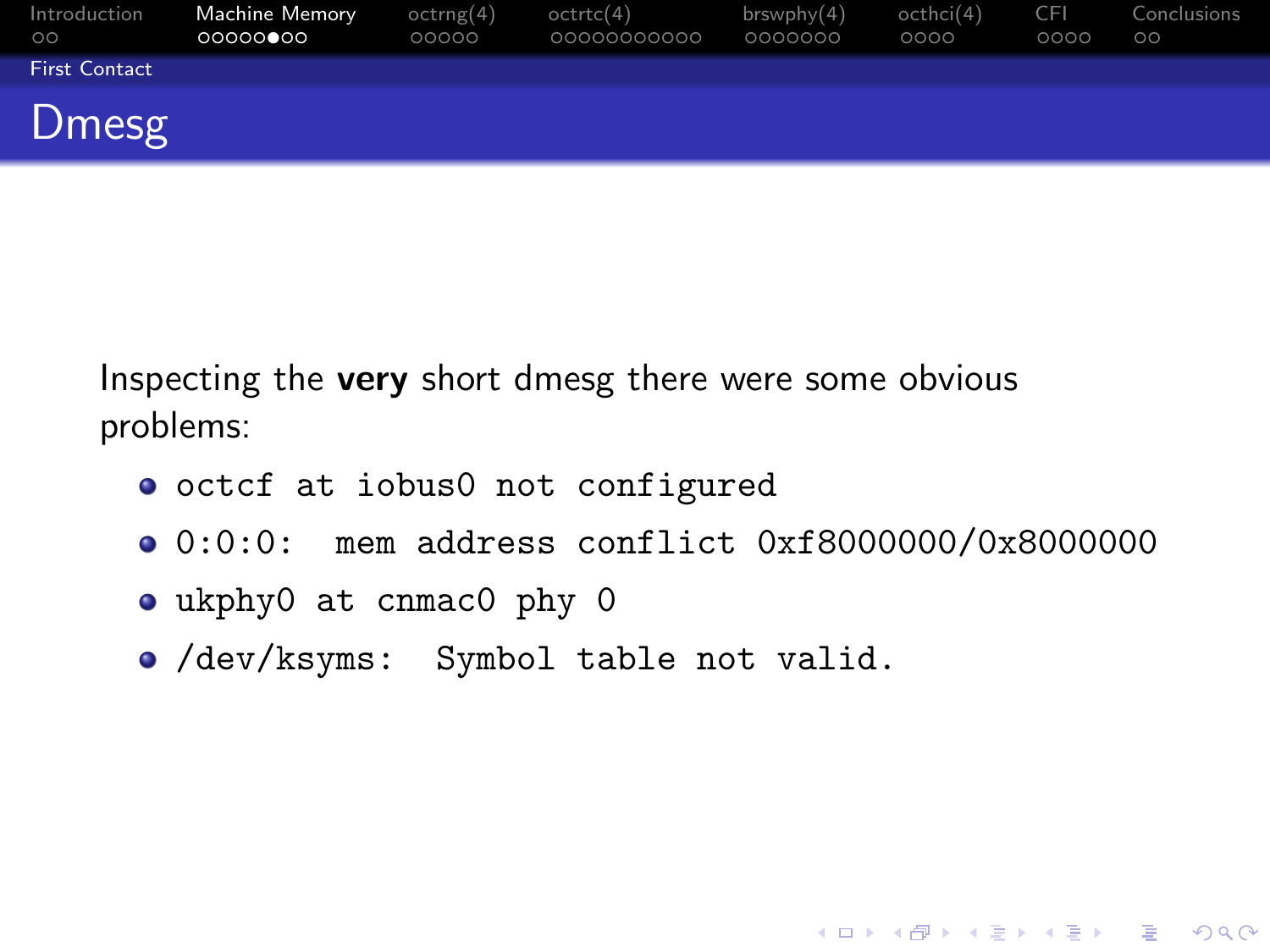# Dmesg

Inspecting the **very** short dmesg there were some obvious problems:

- `octcf at iobus0 not configured`
- `0:0:0: mem address conflict 0xf8000000/0x8000000`
- `ukphy0 at cnmac0 phy 0`
- `/dev/ksyms: Symbol table not valid.`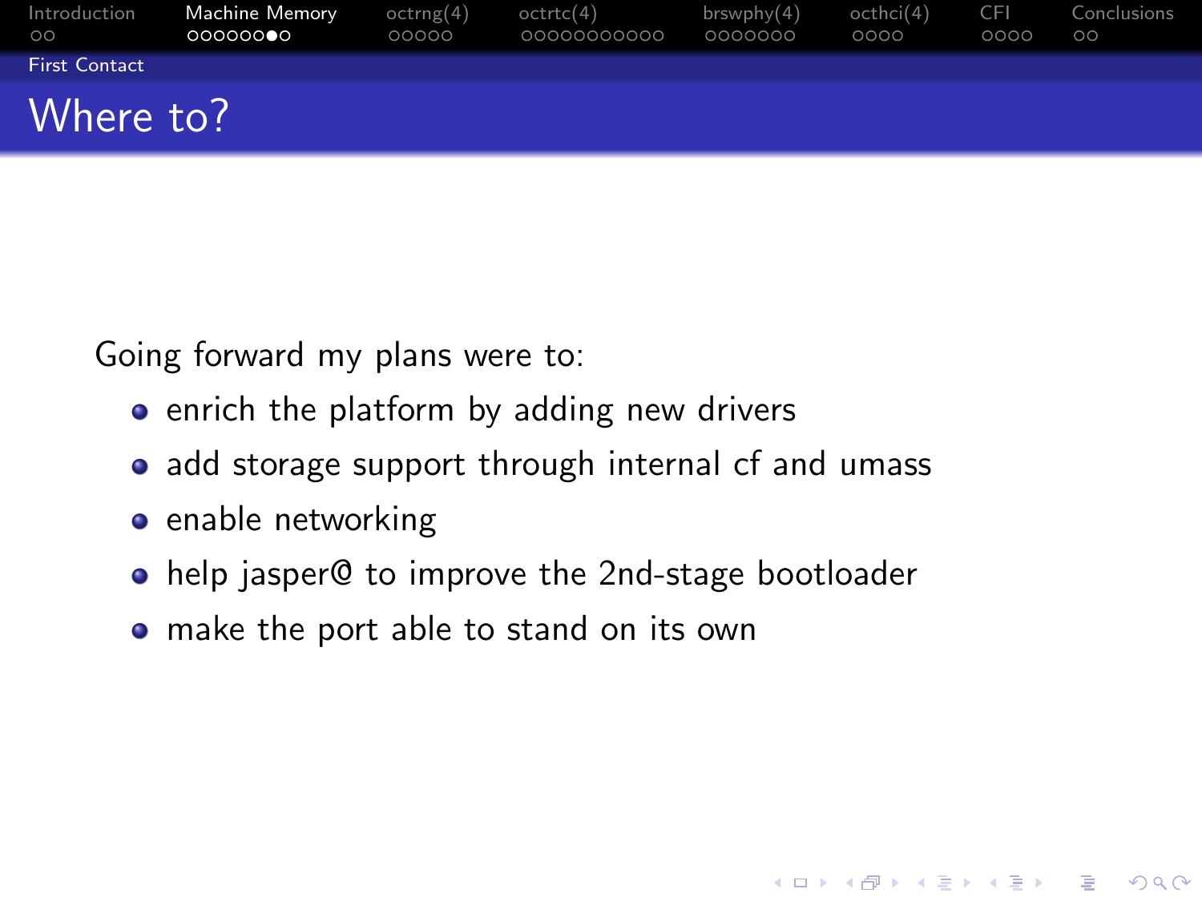# Where to?

Going forward my plans were to:

- enrich the platform by adding new drivers
- add storage support through internal cf and umass
- enable networking
- help jasper@ to improve the 2nd-stage bootloader
- make the port able to stand on its own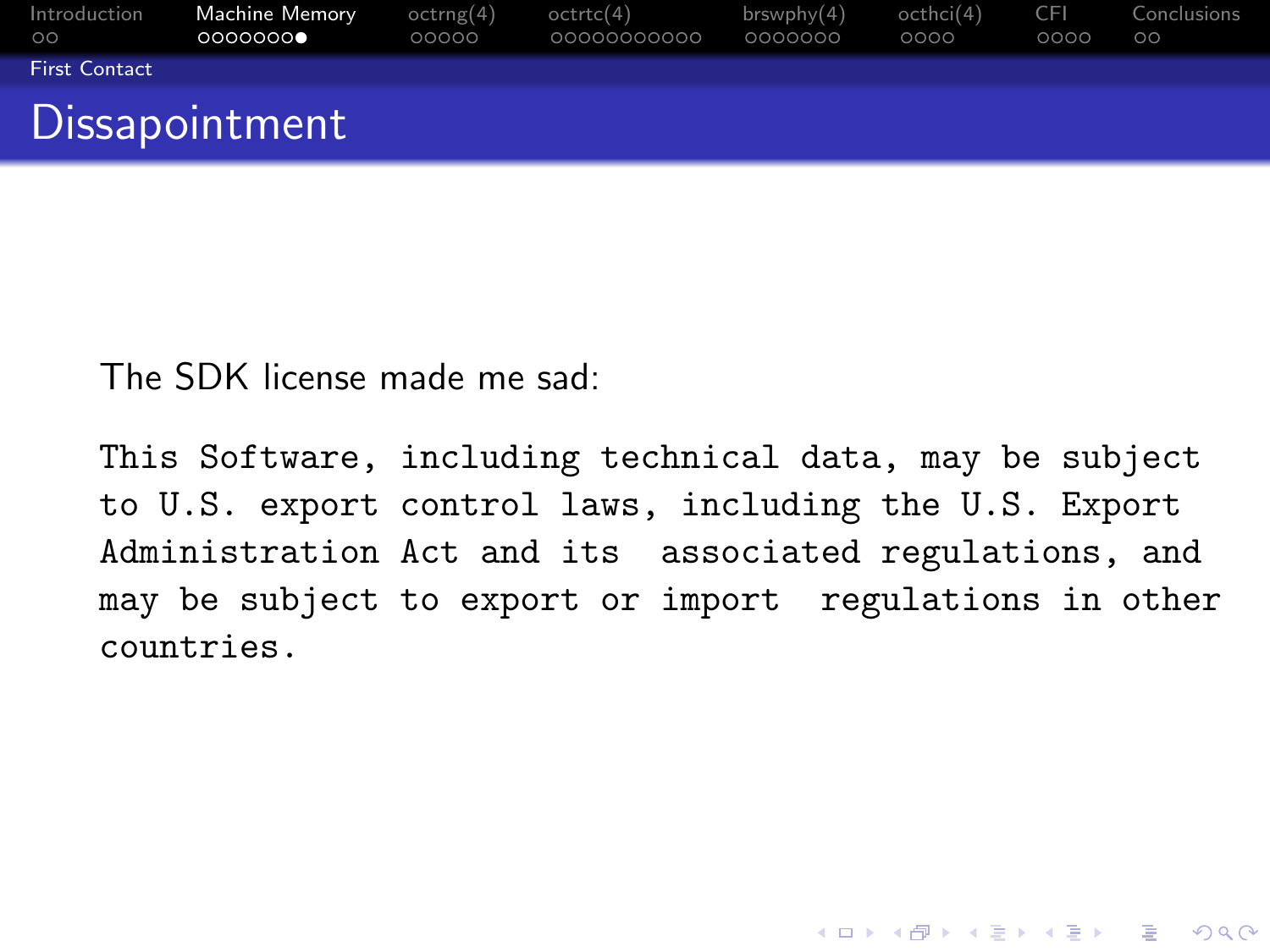# Dissapointment

The SDK license made me sad:

```
This Software, including technical data, may be subject
to U.S. export control laws, including the U.S. Export
Administration Act and its  associated regulations, and
may be subject to export or import  regulations in other
countries.
```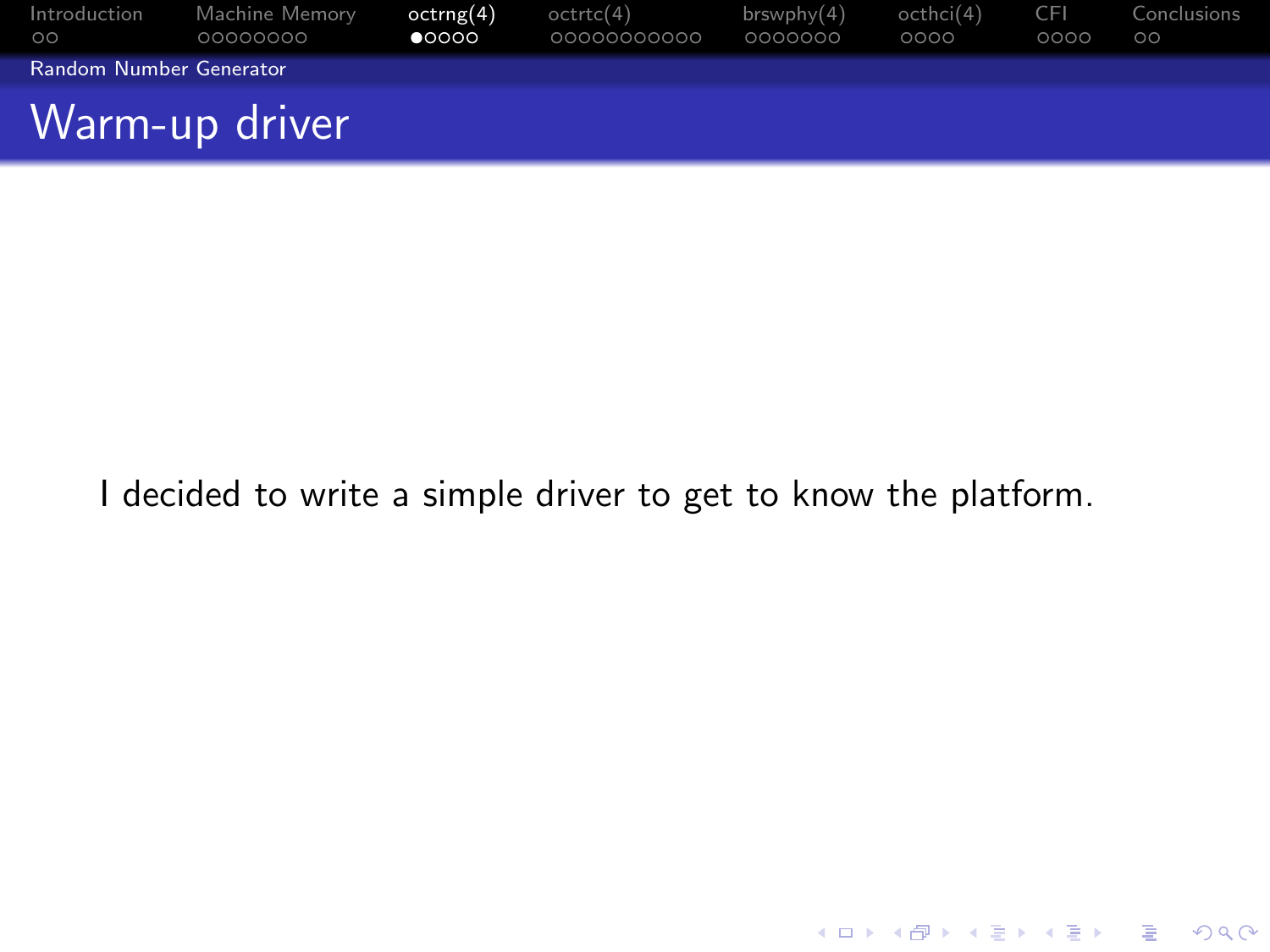# Warm-up driver

I decided to write a simple driver to get to know the platform.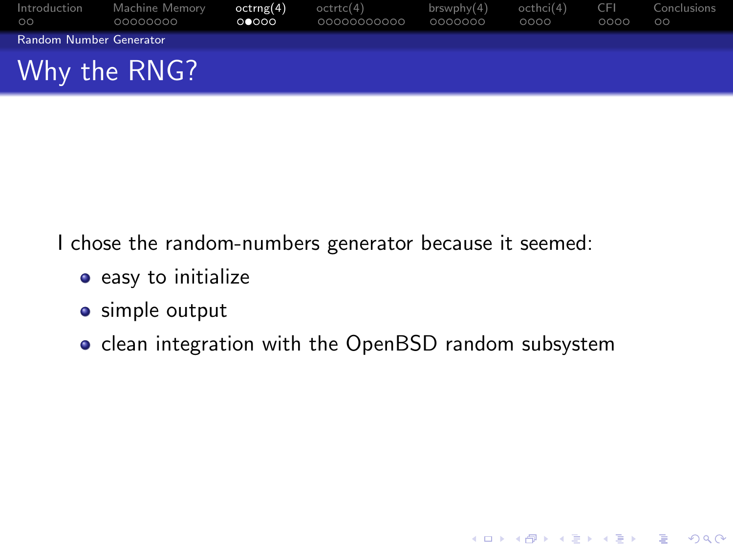# Why the RNG?

I chose the random-numbers generator because it seemed:

- easy to initialize
- simple output
- clean integration with the OpenBSD random subsystem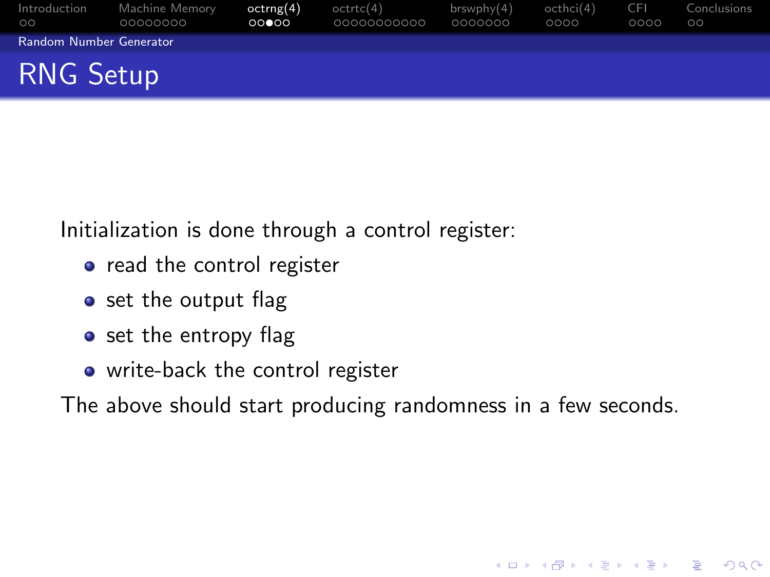# RNG Setup

Initialization is done through a control register:

- read the control register
- set the output flag
- set the entropy flag
- write-back the control register

The above should start producing randomness in a few seconds.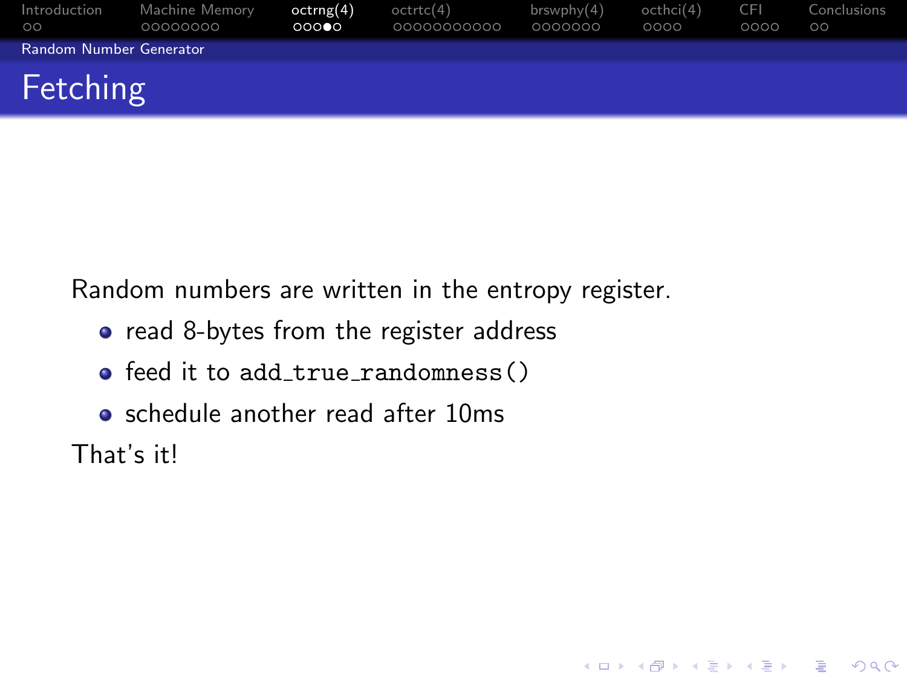# Fetching

Random numbers are written in the entropy register.

- read 8-bytes from the register address
- feed it to `add_true_randomness()`
- schedule another read after 10ms

That's it!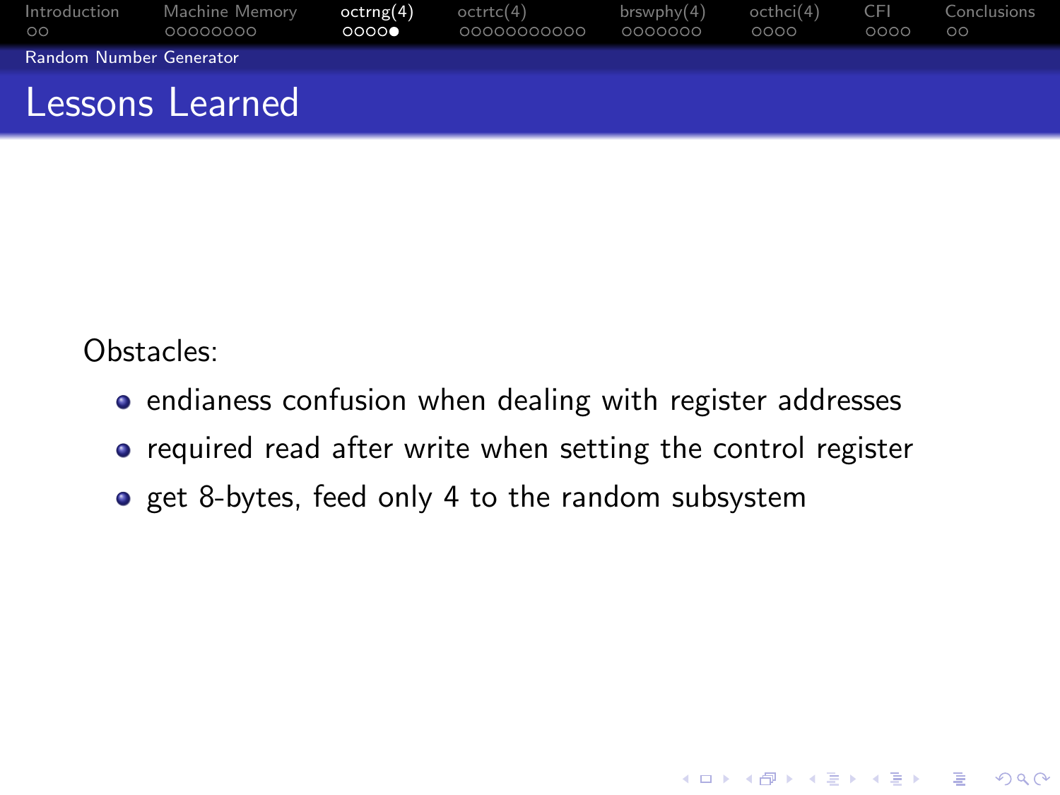## Lessons Learned

Obstacles:

- endianess confusion when dealing with register addresses
- required read after write when setting the control register
- get 8-bytes, feed only 4 to the random subsystem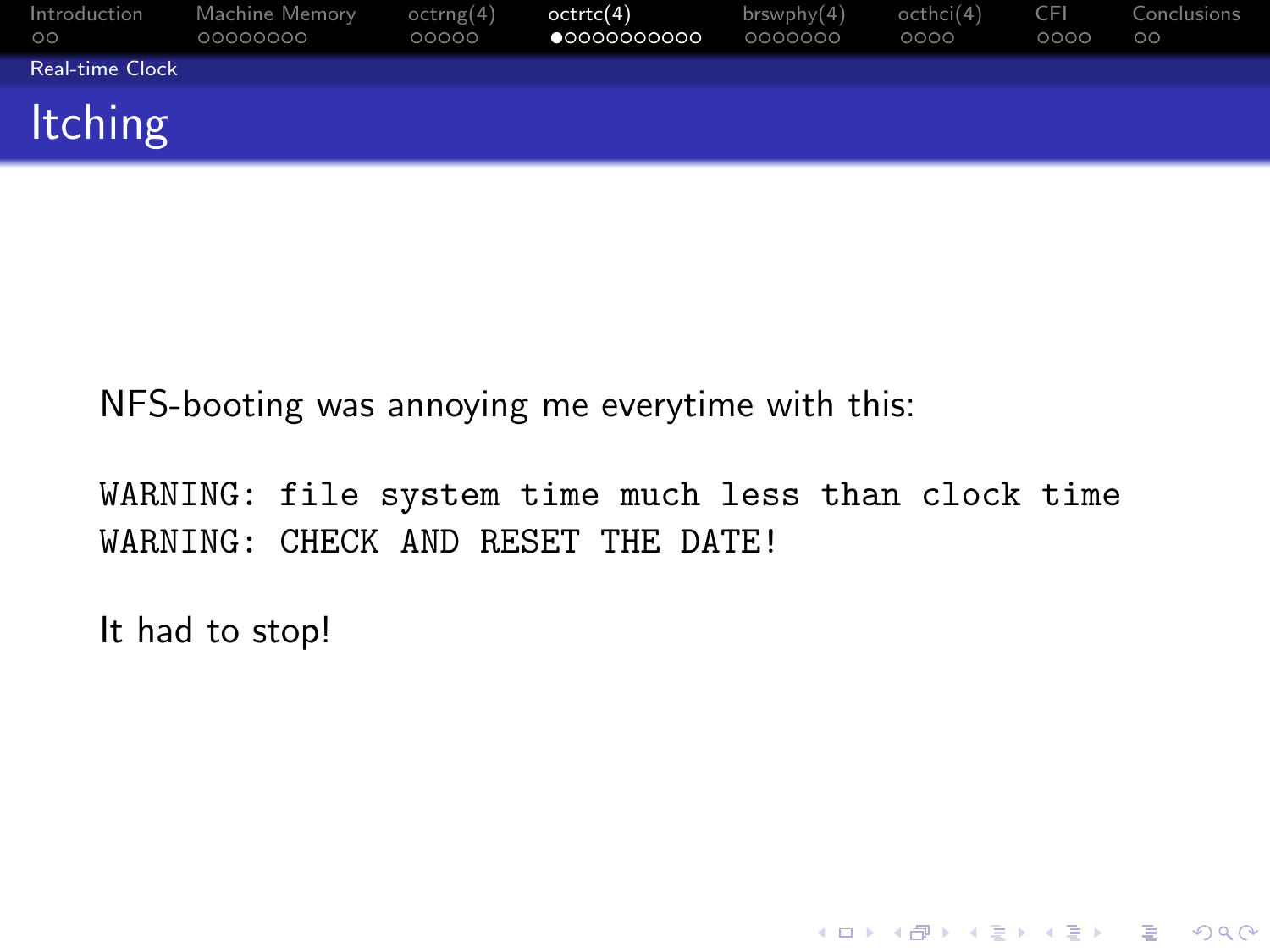## Itching

NFS-booting was annoying me everytime with this:

```
WARNING: file system time much less than clock time
WARNING: CHECK AND RESET THE DATE!
```

It had to stop!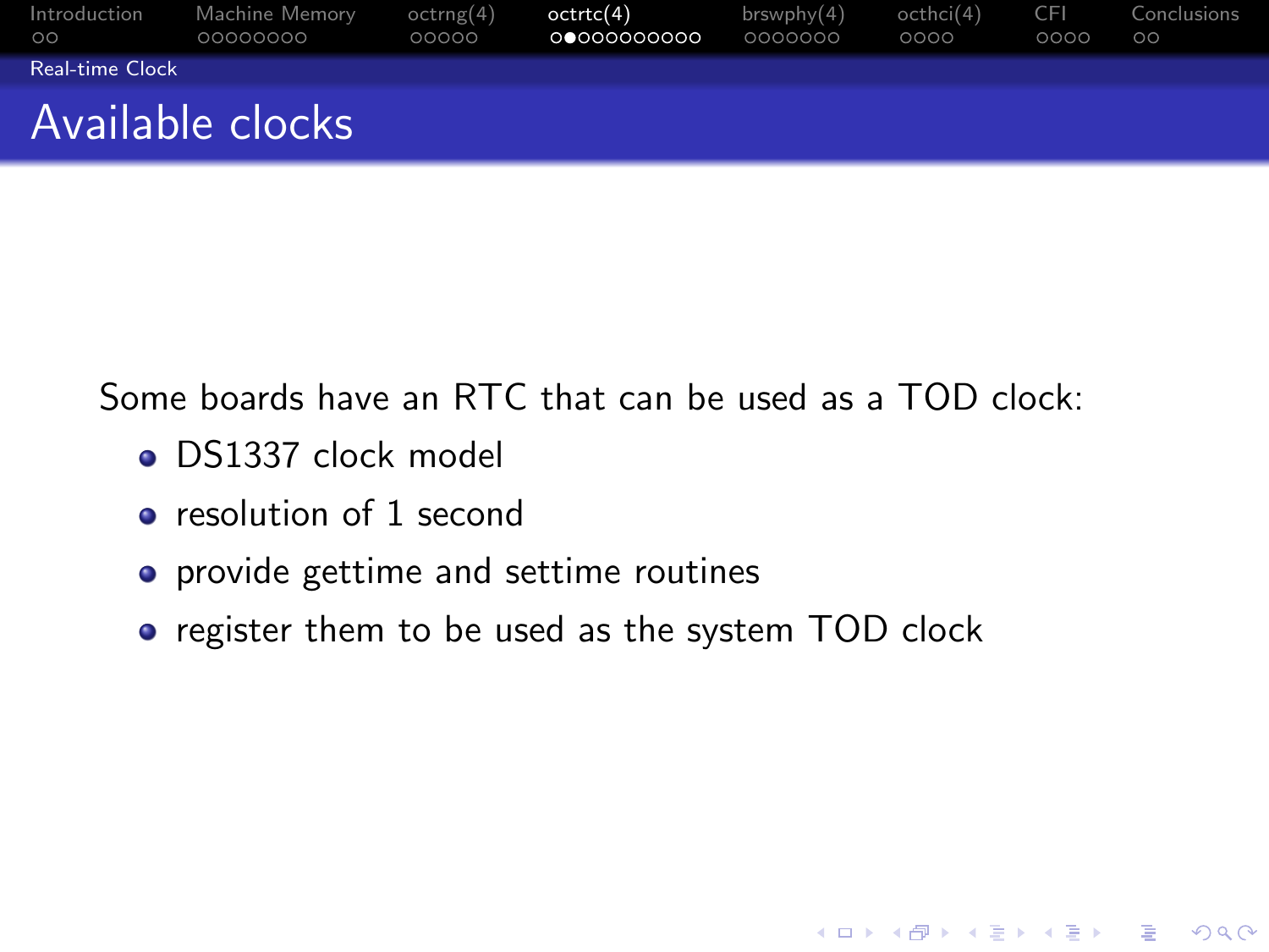## Available clocks

Some boards have an RTC that can be used as a TOD clock:

- DS1337 clock model
- resolution of 1 second
- provide gettime and settime routines
- register them to be used as the system TOD clock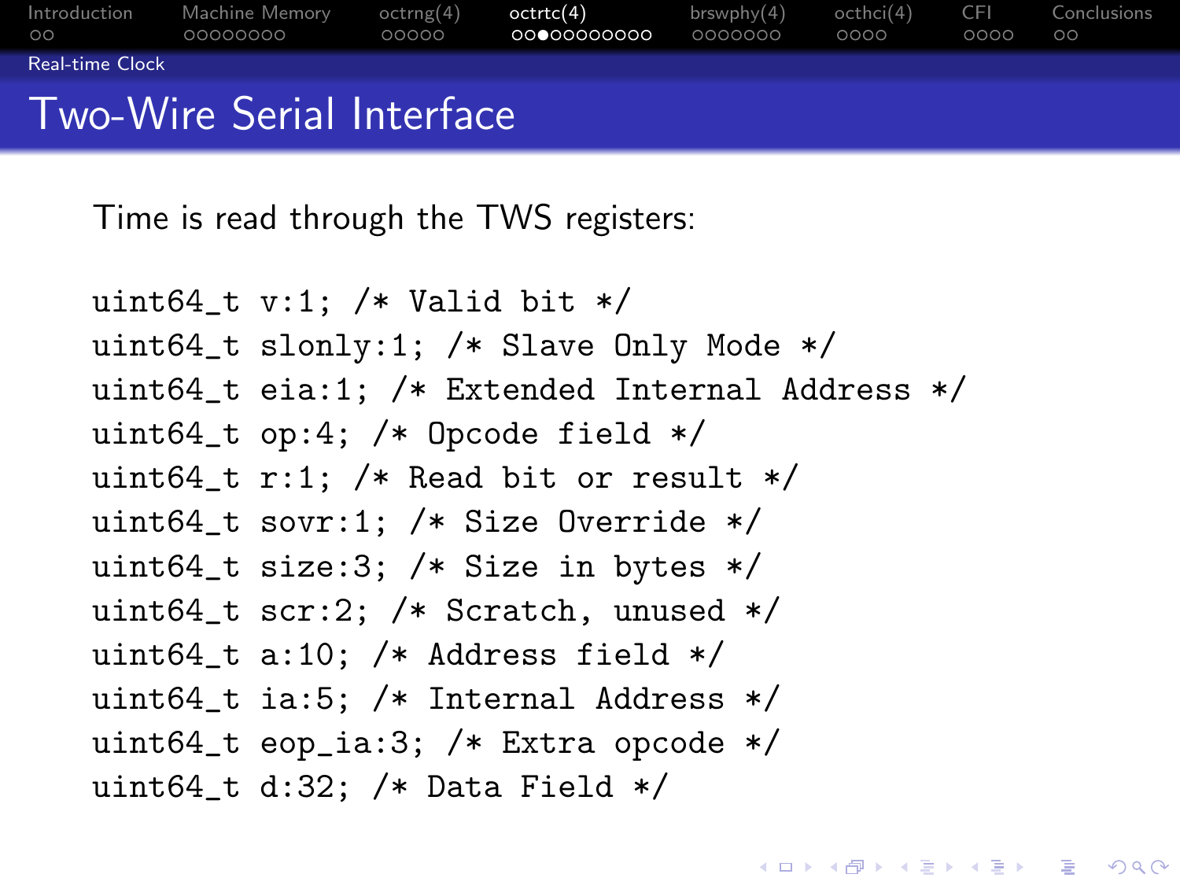# Two-Wire Serial Interface

Time is read through the TWS registers:

```
uint64_t v:1; /* Valid bit */
uint64_t slonly:1; /* Slave Only Mode */
uint64_t eia:1; /* Extended Internal Address */
uint64_t op:4; /* Opcode field */
uint64_t r:1; /* Read bit or result */
uint64_t sovr:1; /* Size Override */
uint64_t size:3; /* Size in bytes */
uint64_t scr:2; /* Scratch, unused */
uint64_t a:10; /* Address field */
uint64_t ia:5; /* Internal Address */
uint64_t eop_ia:3; /* Extra opcode */
uint64_t d:32; /* Data Field */
```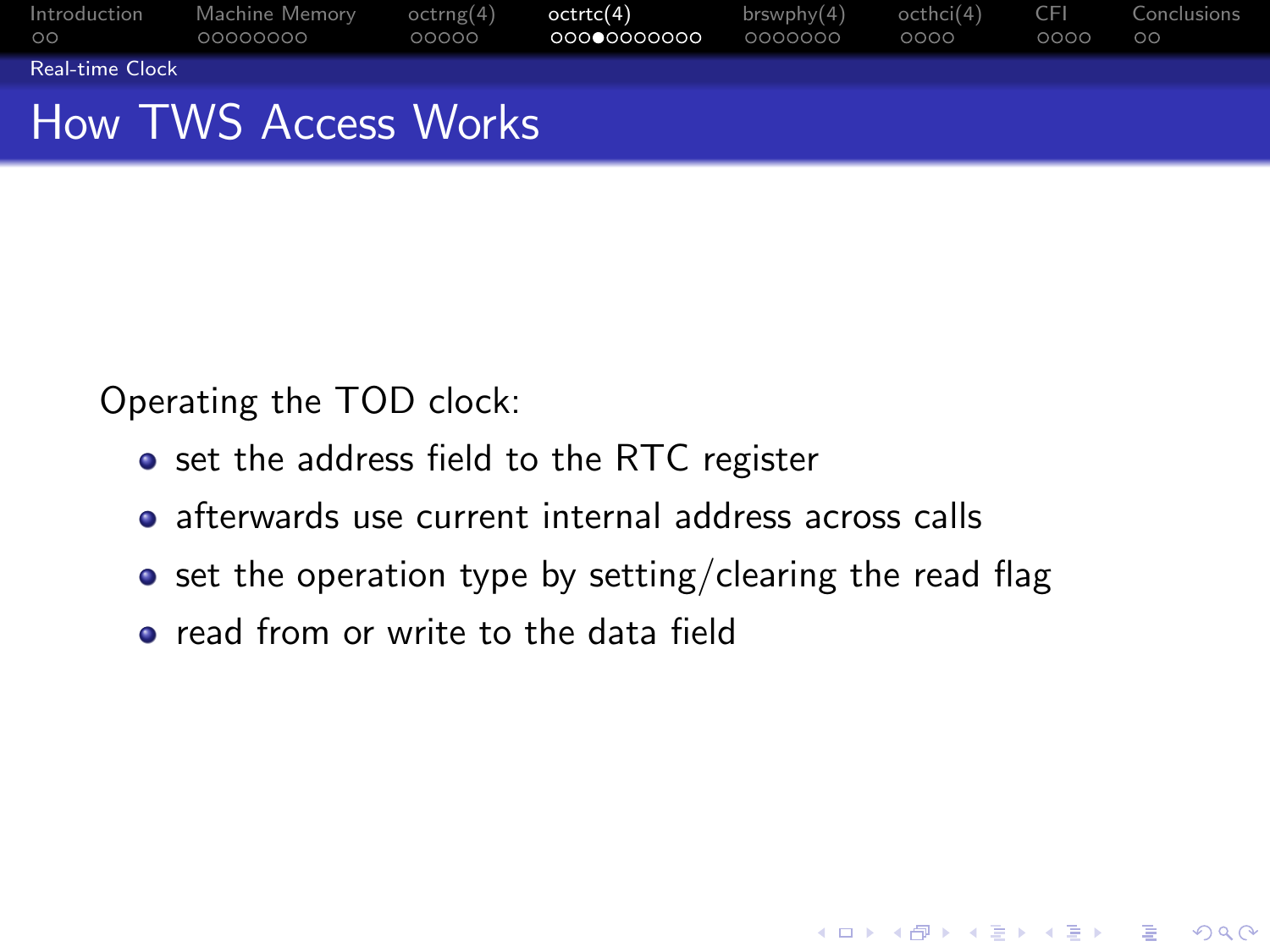# How TWS Access Works

Operating the TOD clock:

- set the address field to the RTC register
- afterwards use current internal address across calls
- set the operation type by setting/clearing the read flag
- read from or write to the data field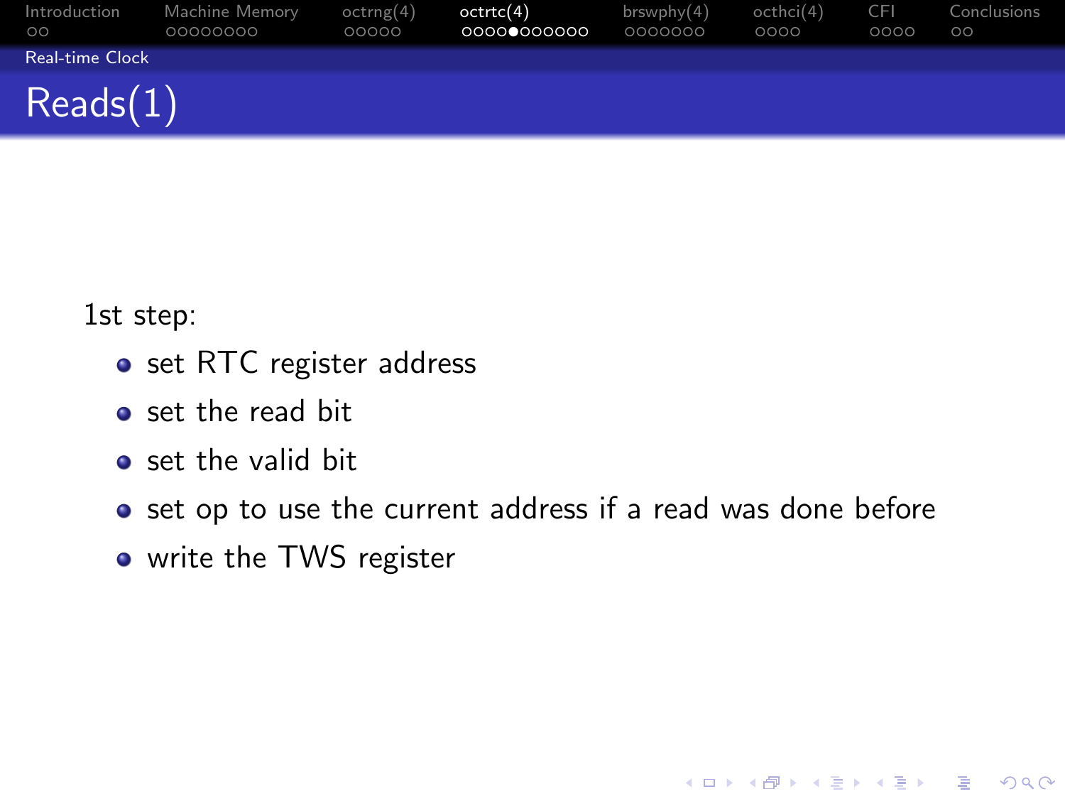# Reads(1)

1st step:

- set RTC register address
- set the read bit
- set the valid bit
- set op to use the current address if a read was done before
- write the TWS register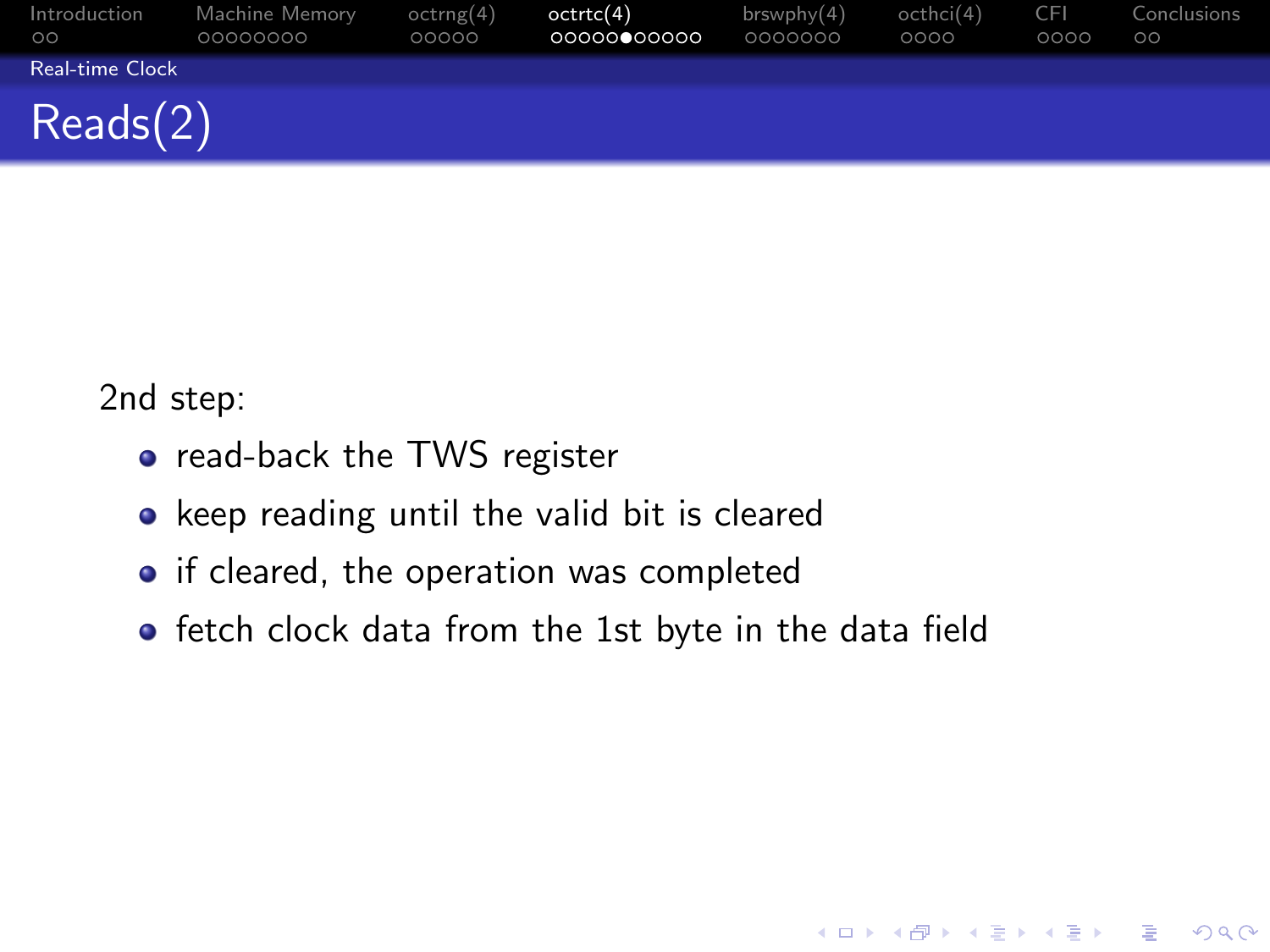## Reads(2)

2nd step:

- read-back the TWS register
- keep reading until the valid bit is cleared
- if cleared, the operation was completed
- fetch clock data from the 1st byte in the data field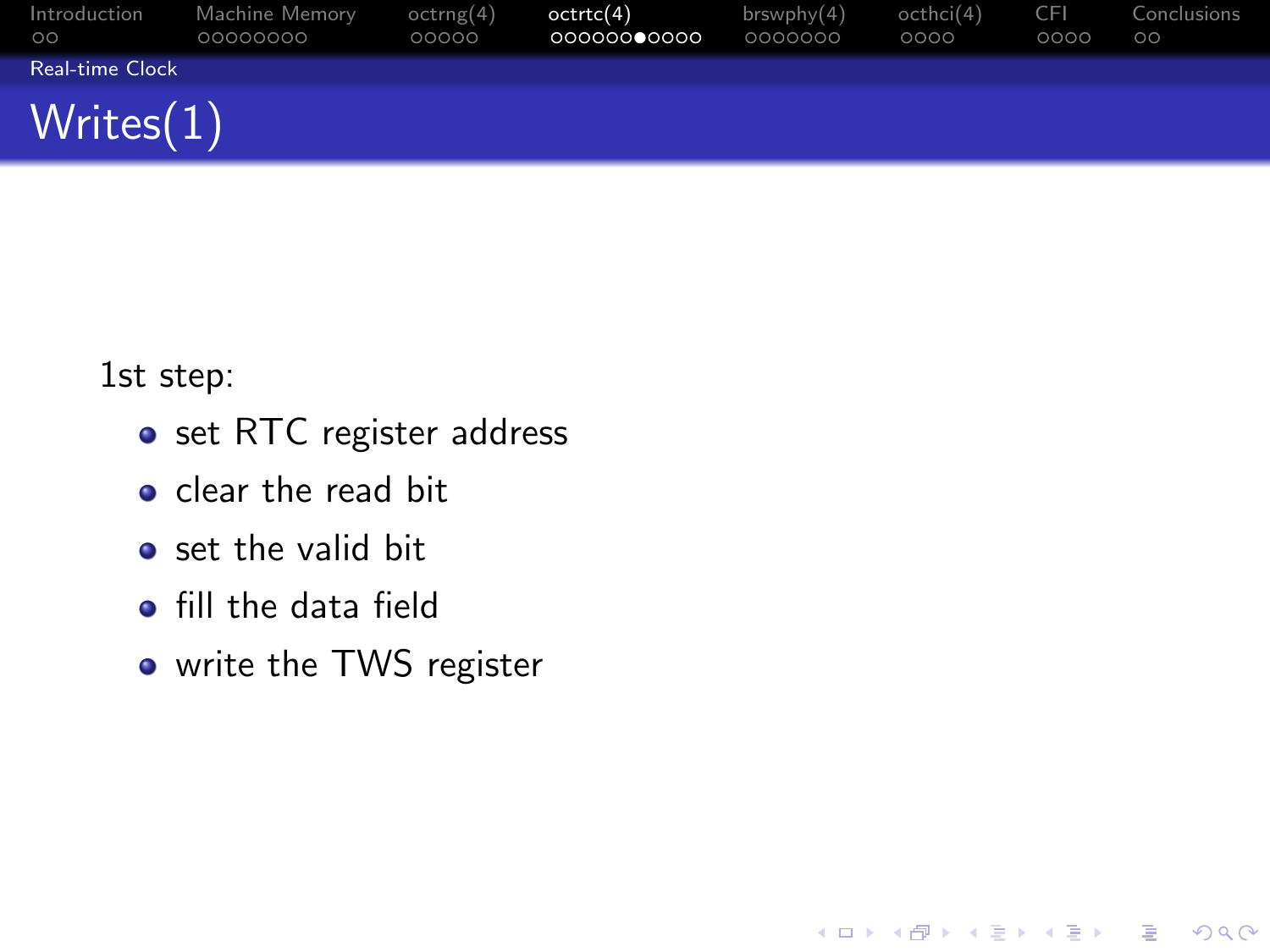## Writes(1)

1st step:

- set RTC register address
- clear the read bit
- set the valid bit
- fill the data field
- write the TWS register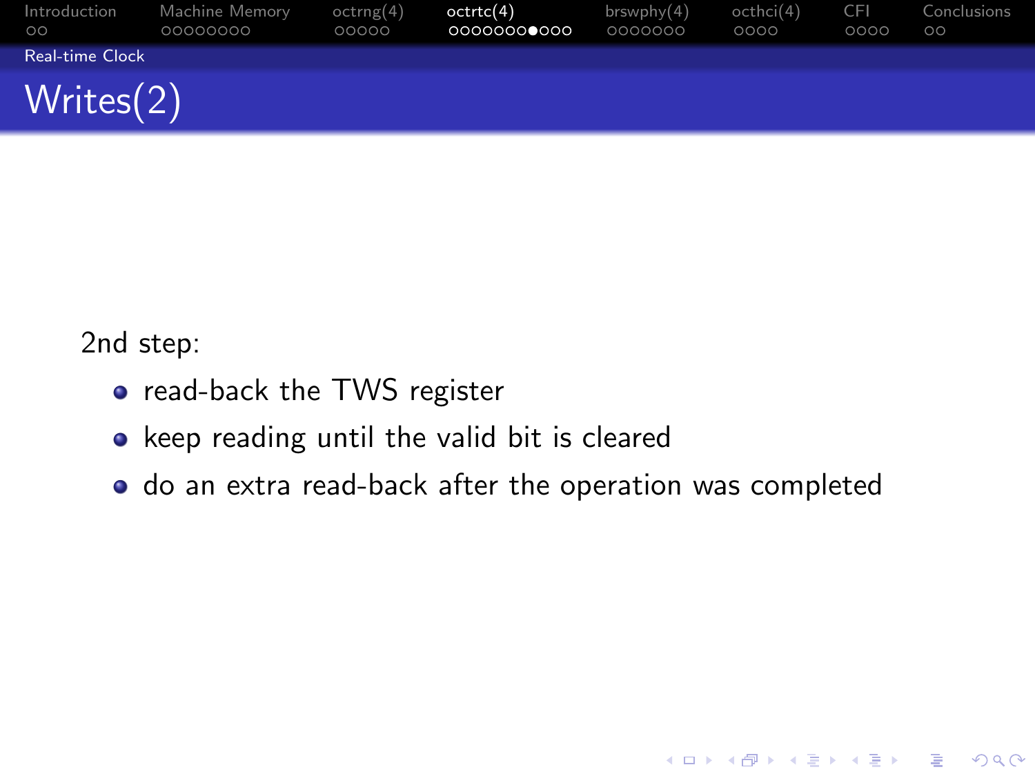## Writes(2)

2nd step:

- read-back the TWS register
- keep reading until the valid bit is cleared
- do an extra read-back after the operation was completed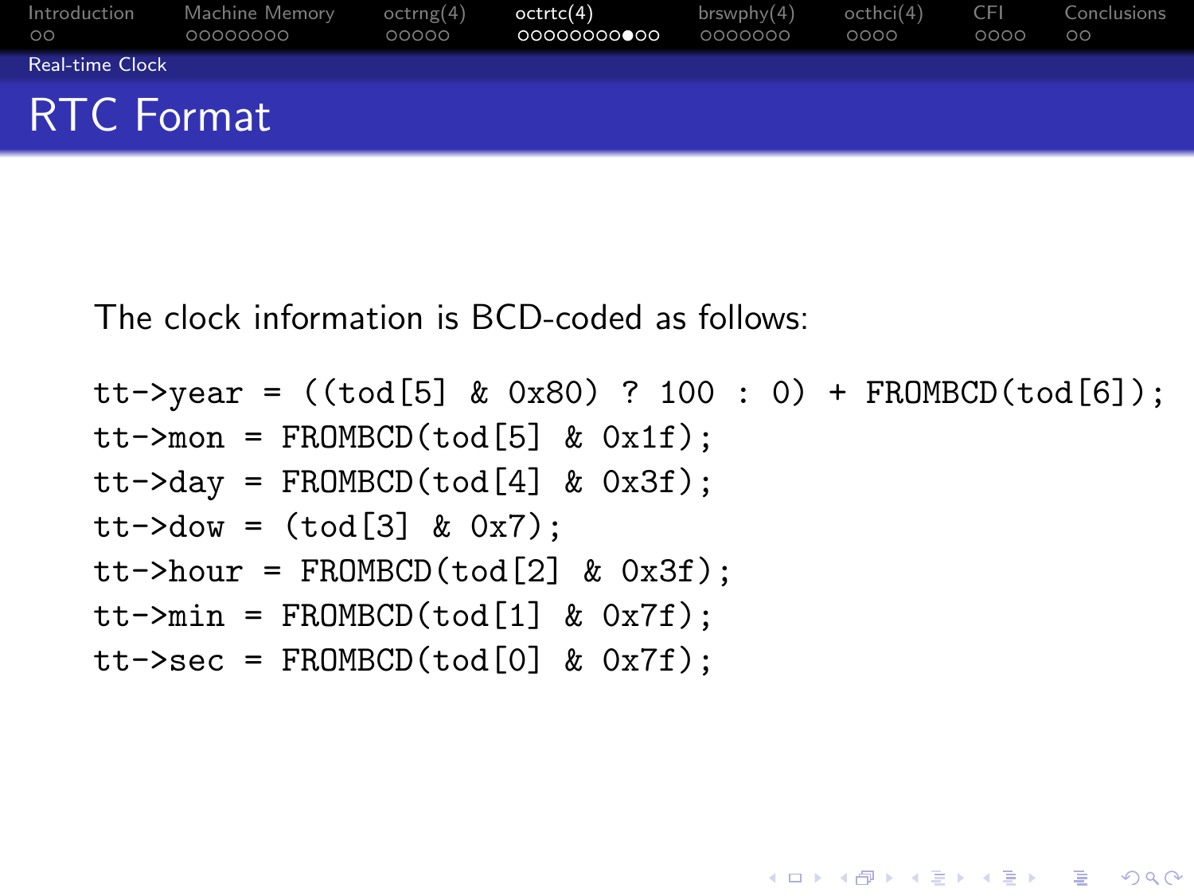# RTC Format

The clock information is BCD-coded as follows:

```
tt->year = ((tod[5] & 0x80) ? 100 : 0) + FROMBCD(tod[6]);
tt->mon = FROMBCD(tod[5] & 0x1f);
tt->day = FROMBCD(tod[4] & 0x3f);
tt->dow = (tod[3] & 0x7);
tt->hour = FROMBCD(tod[2] & 0x3f);
tt->min = FROMBCD(tod[1] & 0x7f);
tt->sec = FROMBCD(tod[0] & 0x7f);
```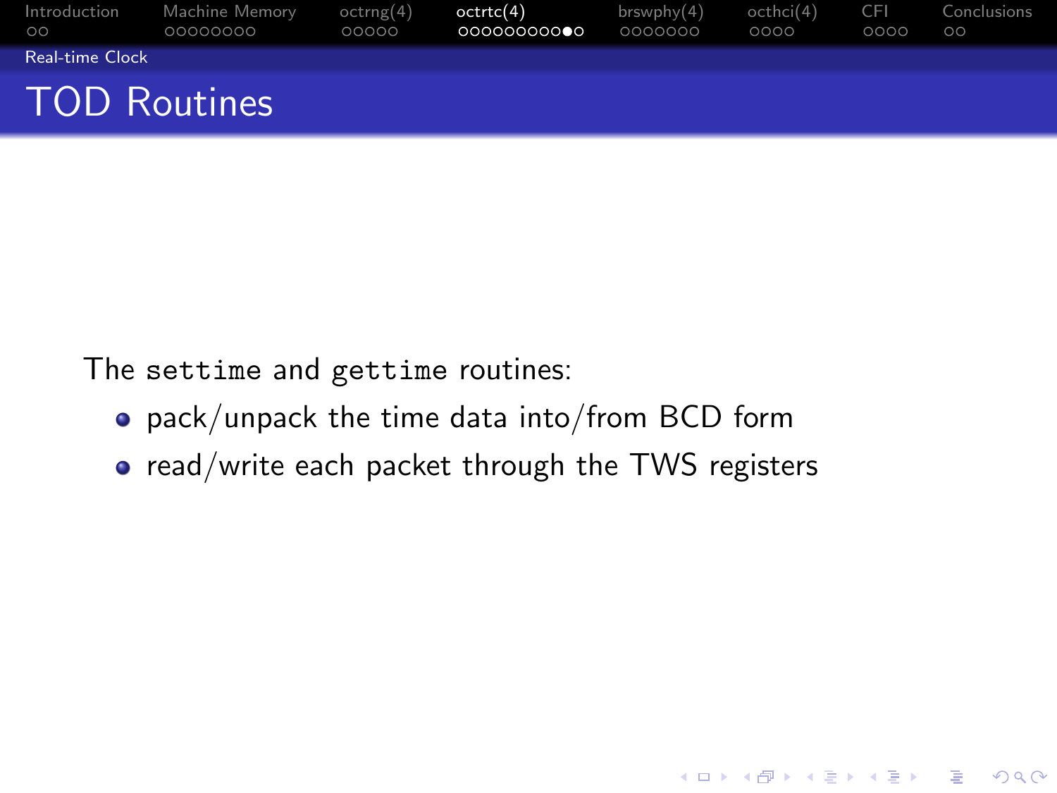# TOD Routines

The `settime` and `gettime` routines:

- pack/unpack the time data into/from BCD form
- read/write each packet through the TWS registers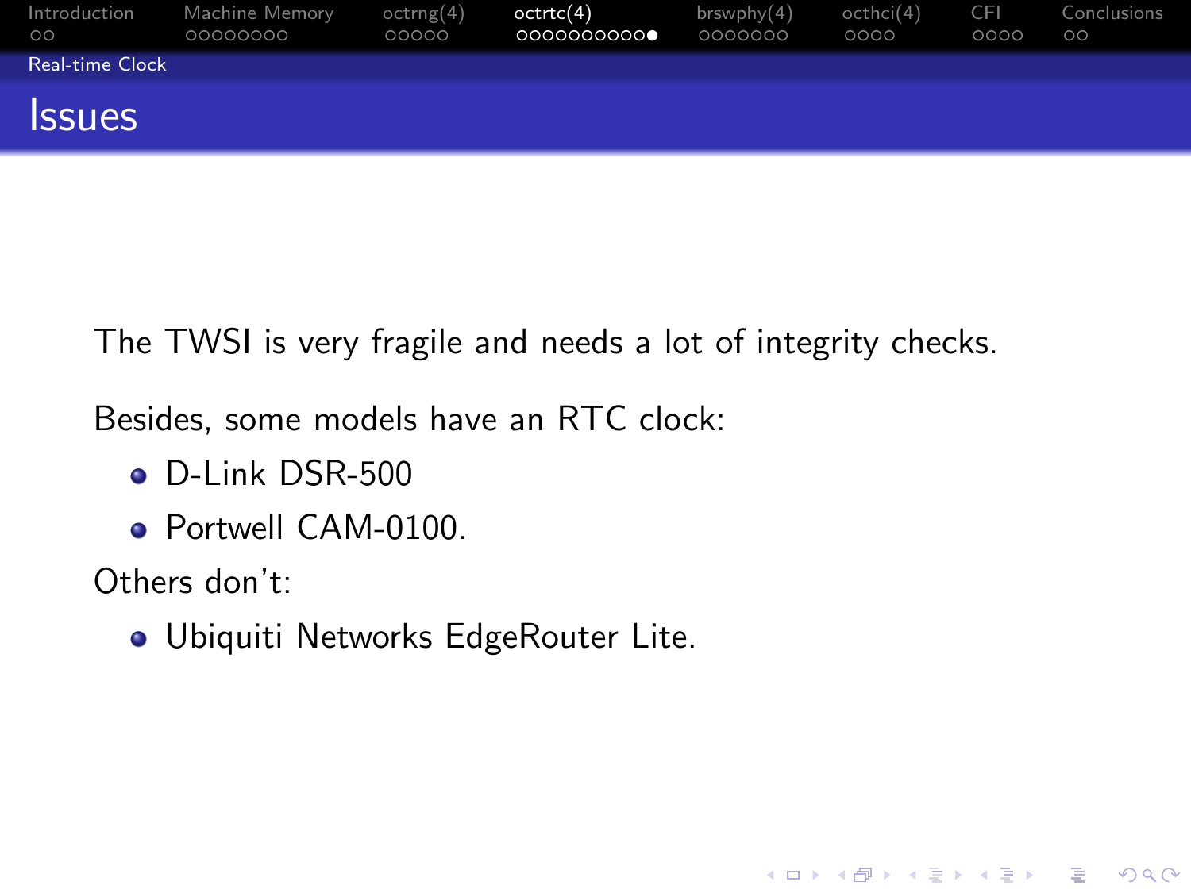# Issues

The TWSI is very fragile and needs a lot of integrity checks.

Besides, some models have an RTC clock:

- D-Link DSR-500
- Portwell CAM-0100.

Others don't:

- Ubiquiti Networks EdgeRouter Lite.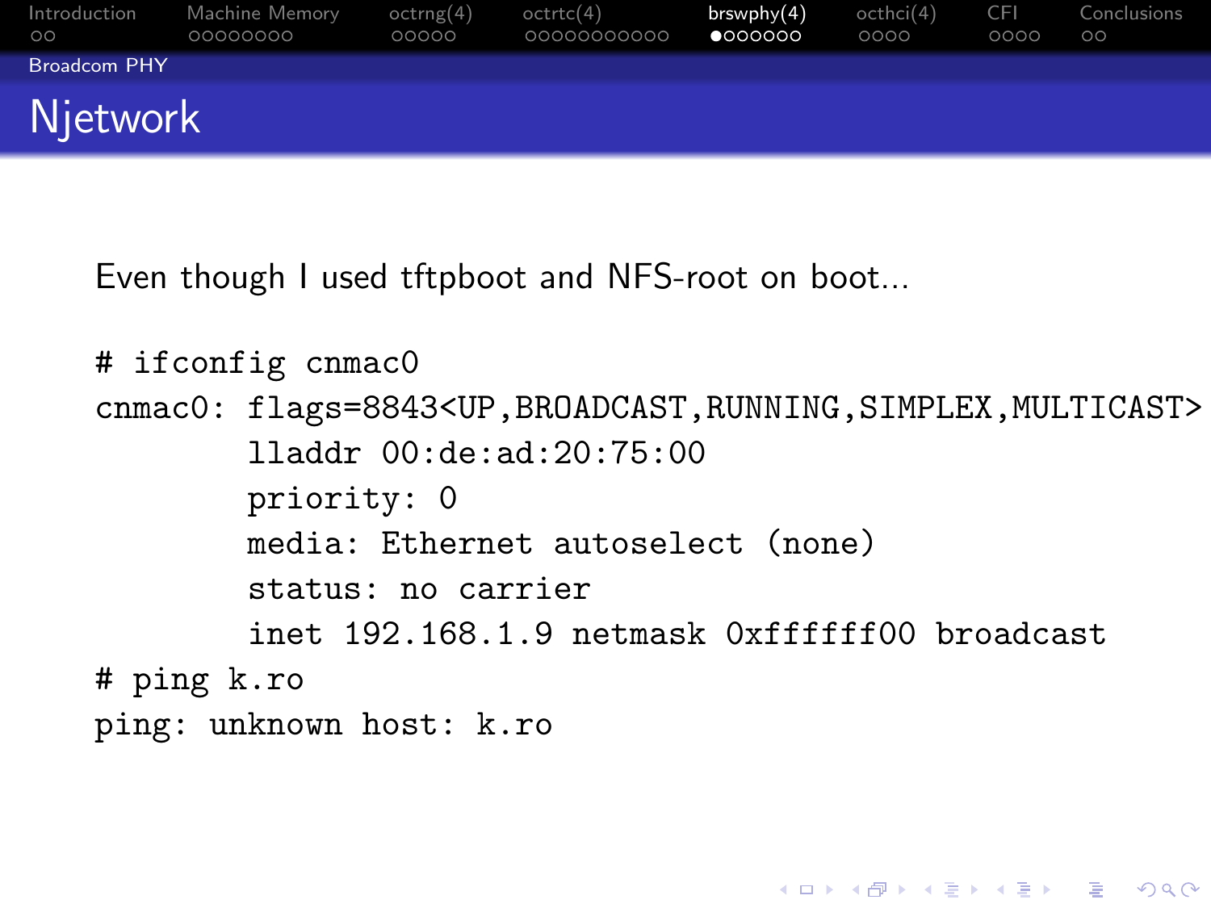## Njetwork

Even though I used tftpboot and NFS-root on boot...

```
# ifconfig cnmac0
cnmac0: flags=8843<UP,BROADCAST,RUNNING,SIMPLEX,MULTICAST>
        lladdr 00:de:ad:20:75:00
        priority: 0
        media: Ethernet autoselect (none)
        status: no carrier
        inet 192.168.1.9 netmask 0xffffff00 broadcast
# ping k.ro
ping: unknown host: k.ro
```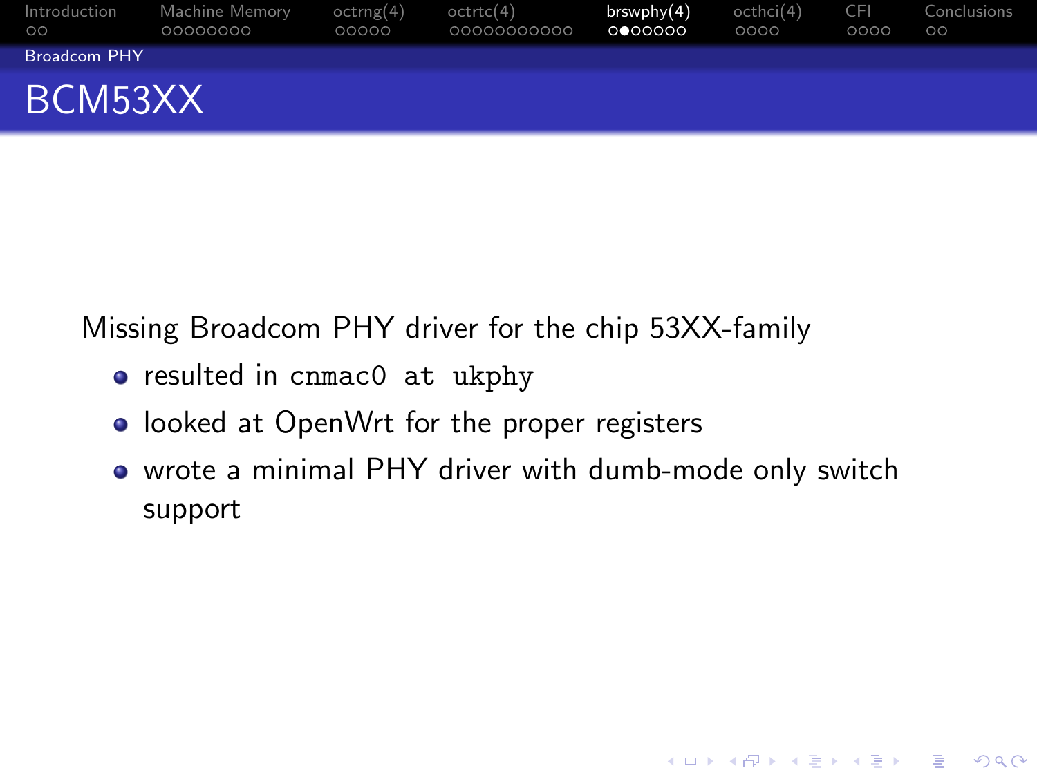## BCM53XX

Missing Broadcom PHY driver for the chip 53XX-family

- resulted in `cnmac0 at ukphy`
- looked at OpenWrt for the proper registers
- wrote a minimal PHY driver with dumb-mode only switch support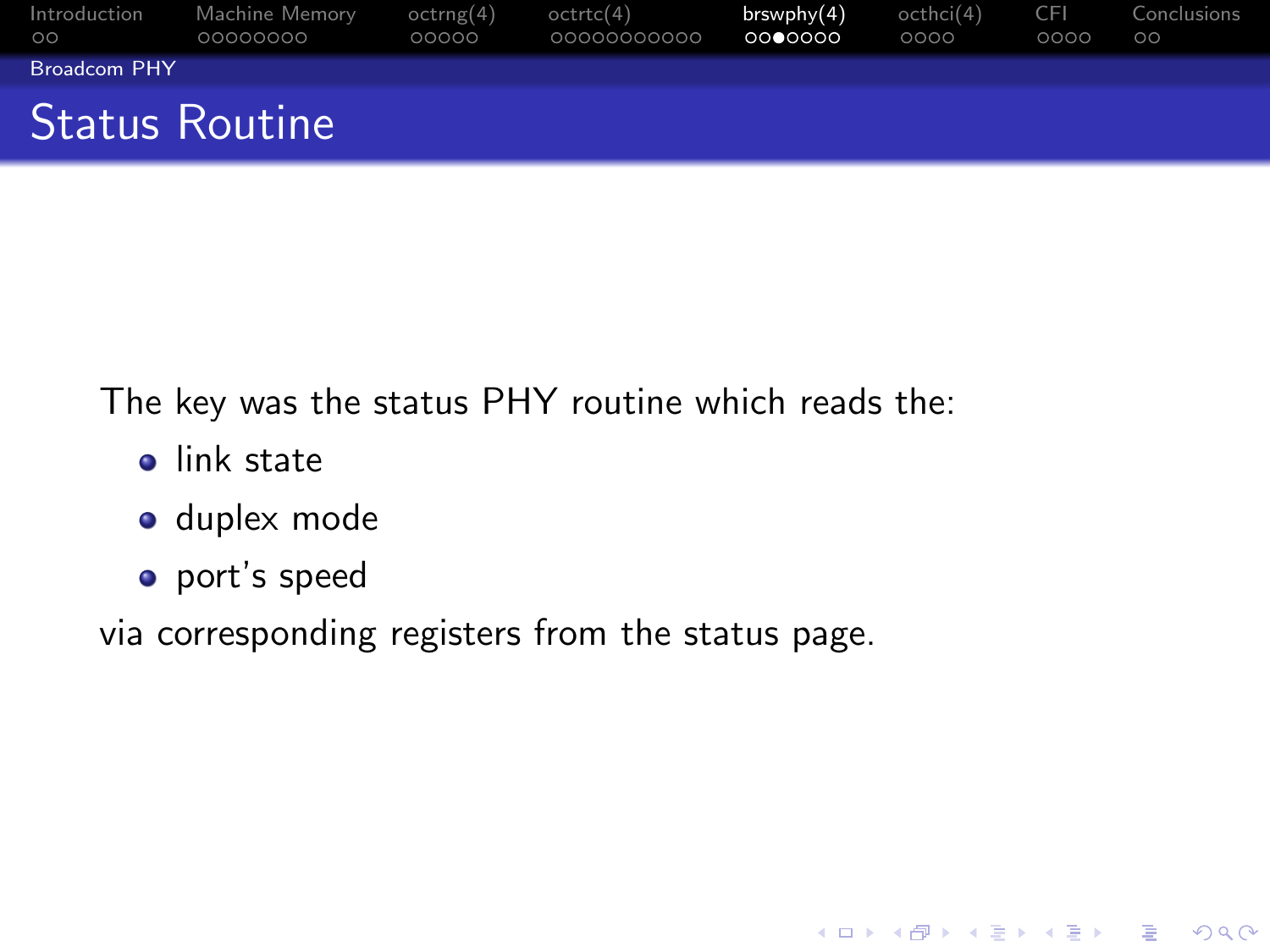# Status Routine

The key was the status PHY routine which reads the:

- link state
- duplex mode
- port's speed

via corresponding registers from the status page.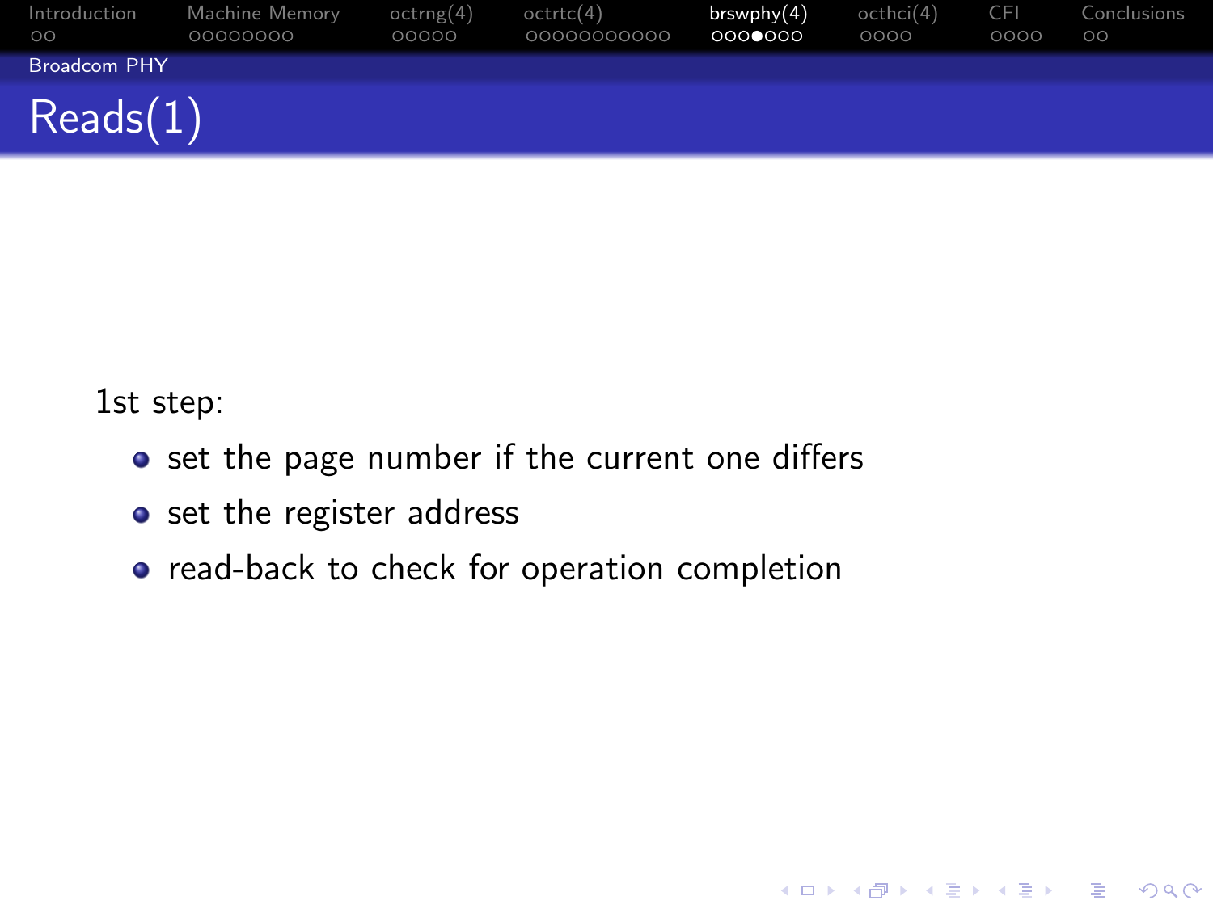## Reads(1)

1st step:

- set the page number if the current one differs
- set the register address
- read-back to check for operation completion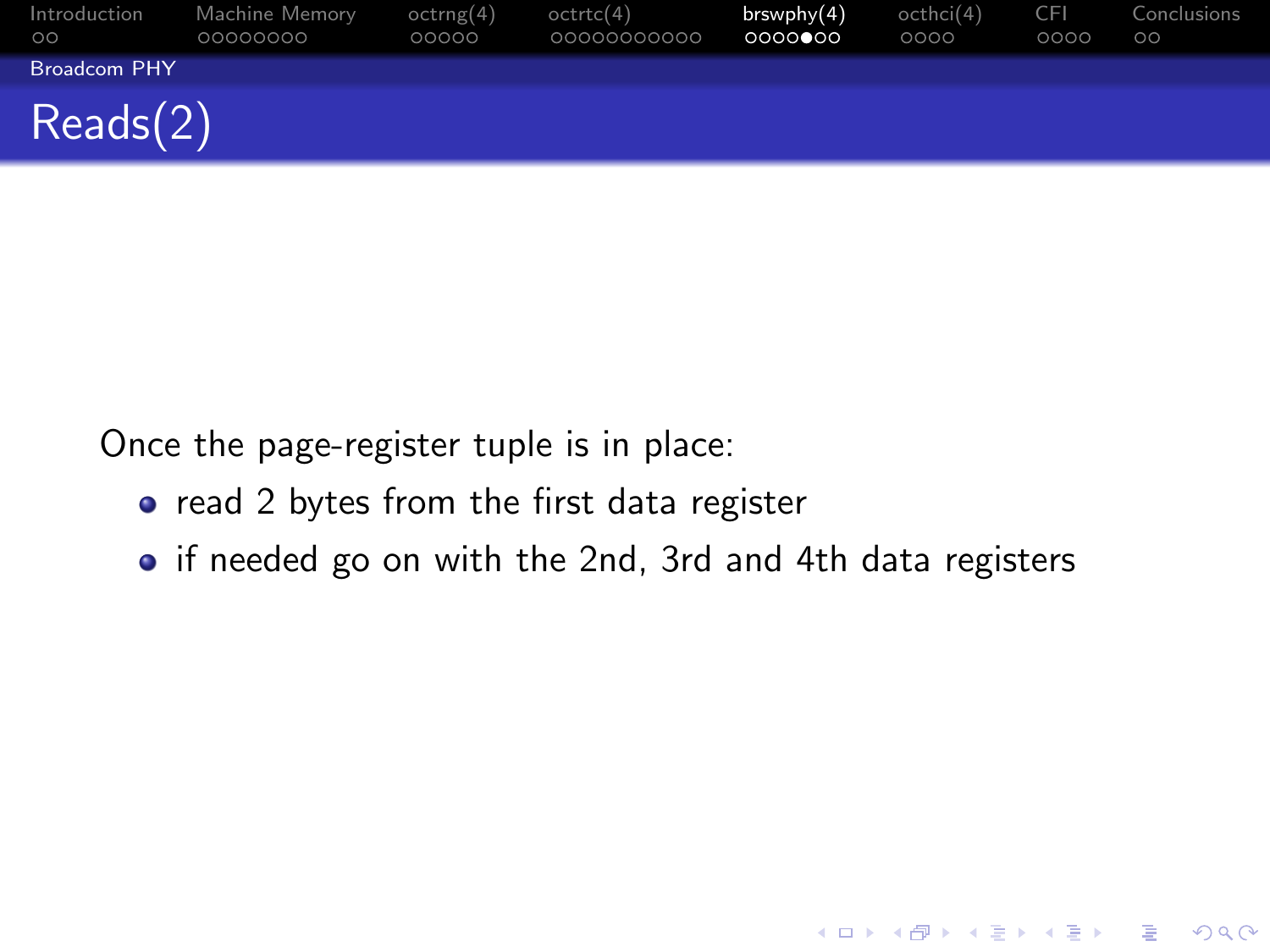## Reads(2)

Once the page-register tuple is in place:

- read 2 bytes from the first data register
- if needed go on with the 2nd, 3rd and 4th data registers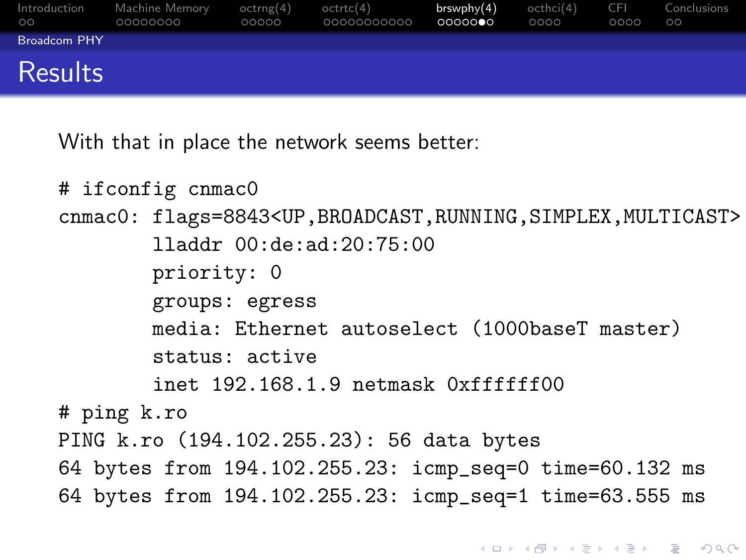# Results

With that in place the network seems better:

```
# ifconfig cnmac0
cnmac0: flags=8843<UP,BROADCAST,RUNNING,SIMPLEX,MULTICAST>
        lladdr 00:de:ad:20:75:00
        priority: 0
        groups: egress
        media: Ethernet autoselect (1000baseT master)
        status: active
        inet 192.168.1.9 netmask 0xffffff00
# ping k.ro
PING k.ro (194.102.255.23): 56 data bytes
64 bytes from 194.102.255.23: icmp_seq=0 time=60.132 ms
64 bytes from 194.102.255.23: icmp_seq=1 time=63.555 ms
```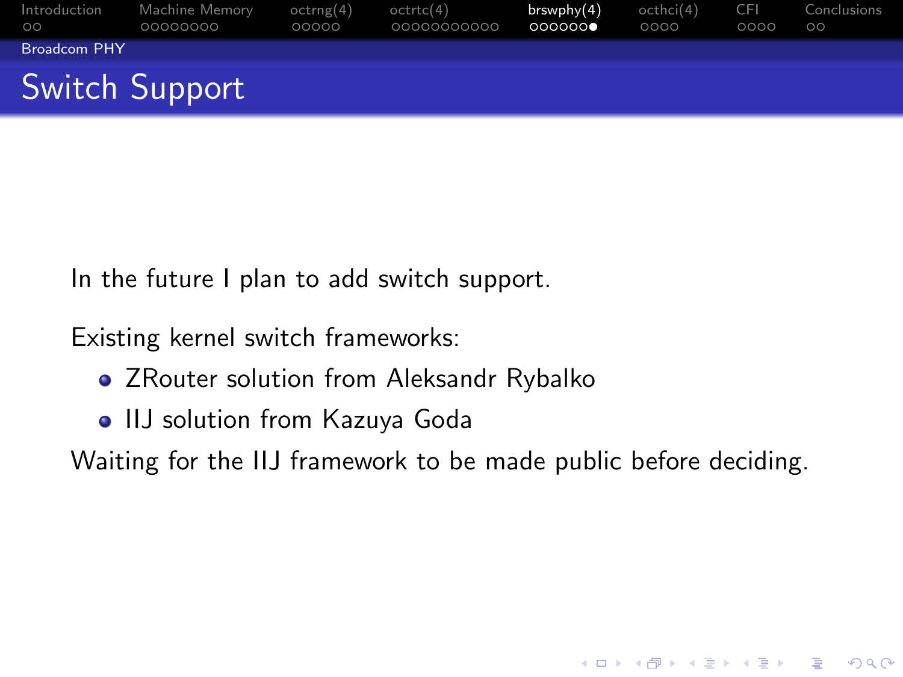## Switch Support

In the future I plan to add switch support.

Existing kernel switch frameworks:

- ZRouter solution from Aleksandr Rybalko
- IIJ solution from Kazuya Goda

Waiting for the IIJ framework to be made public before deciding.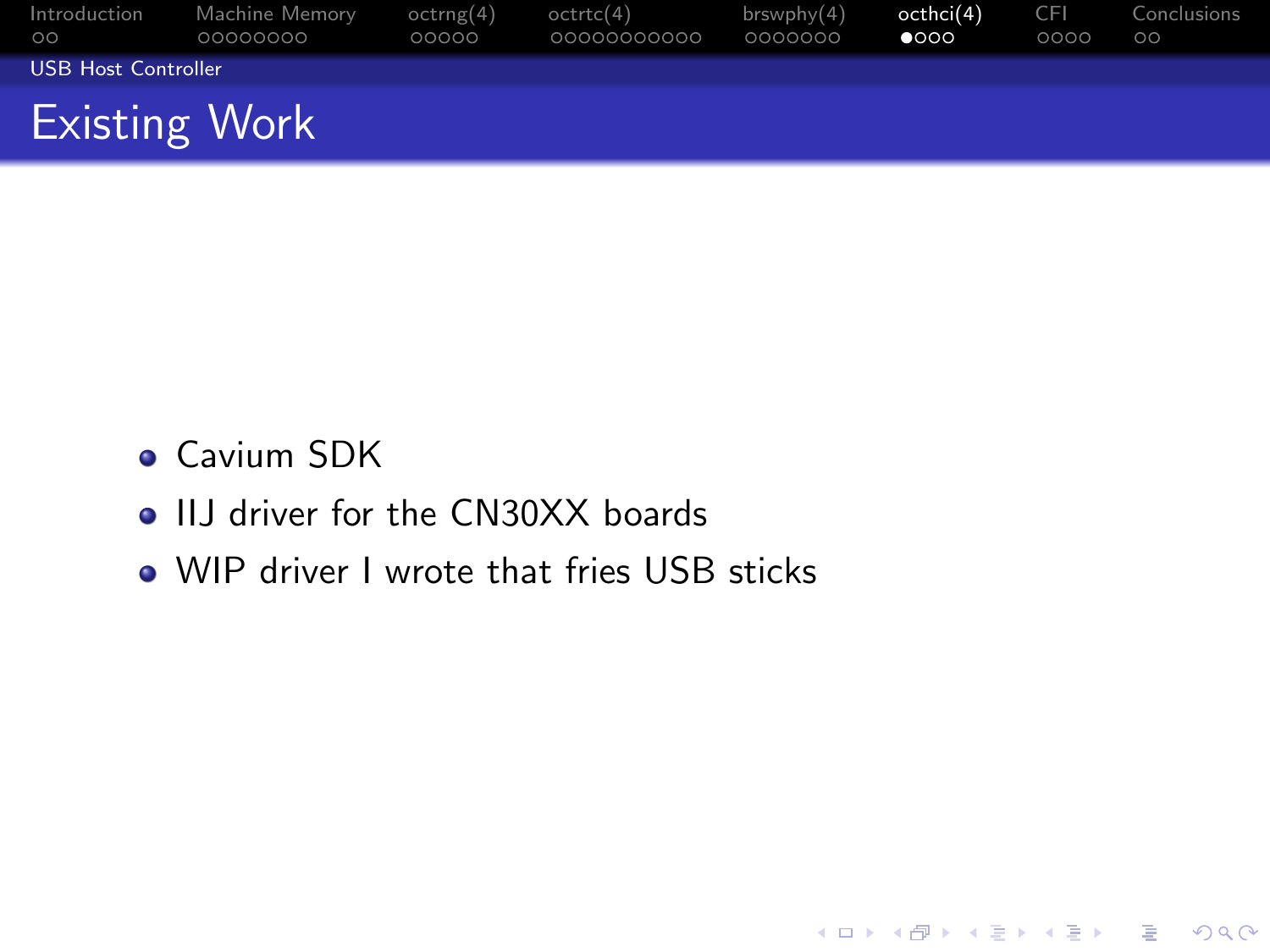## Existing Work

- Cavium SDK
- IIJ driver for the CN30XX boards
- WIP driver I wrote that fries USB sticks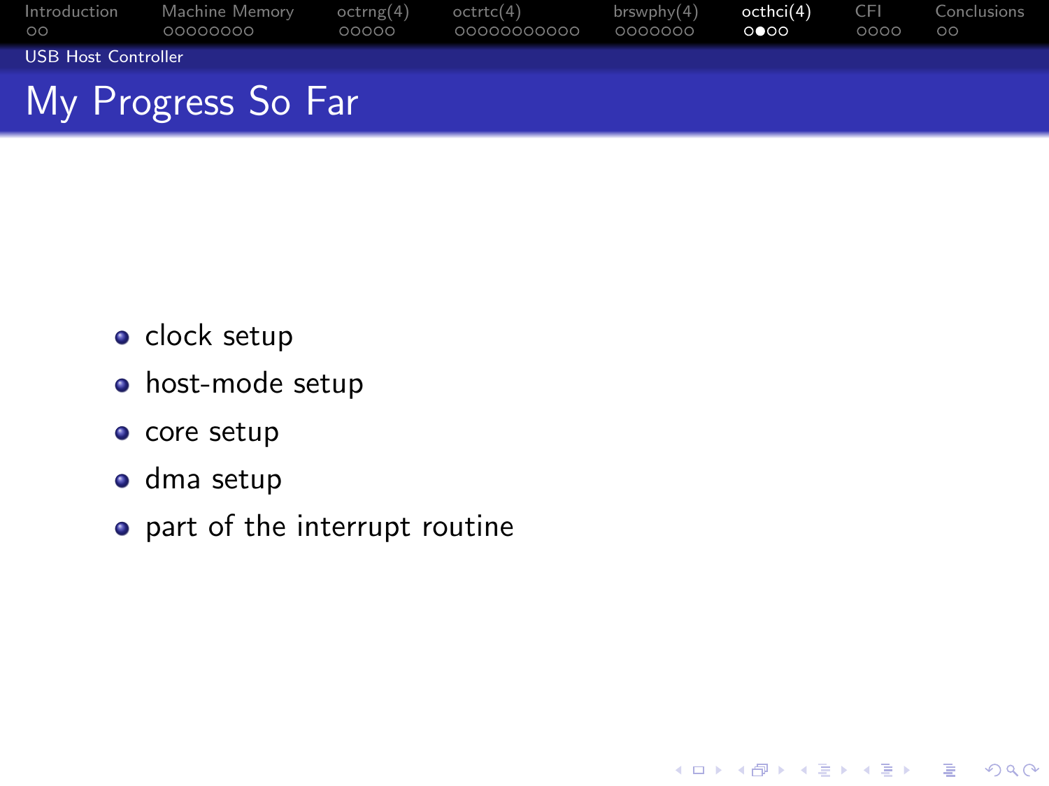## My Progress So Far

- clock setup
- host-mode setup
- core setup
- dma setup
- part of the interrupt routine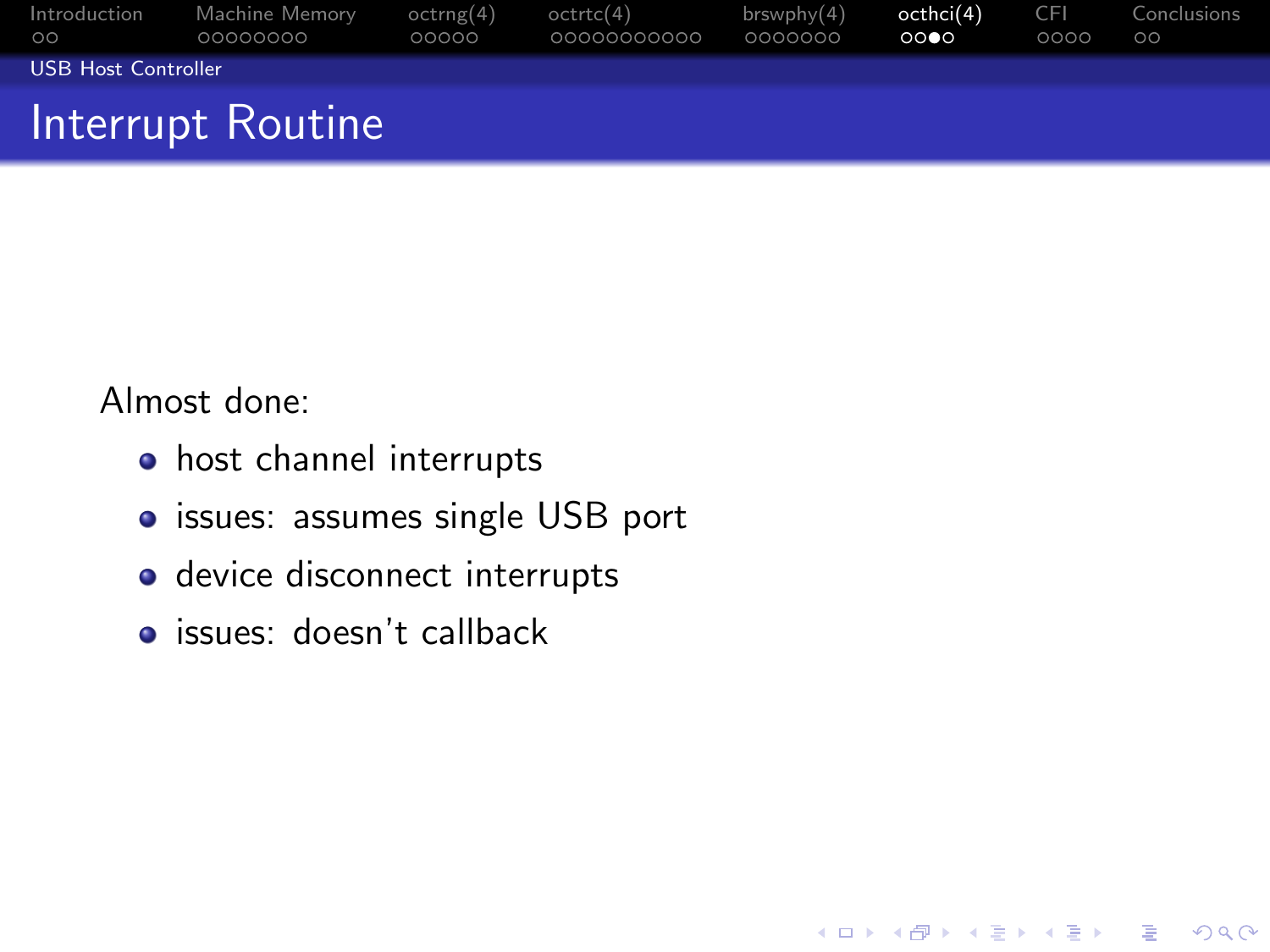## Interrupt Routine

Almost done:

- host channel interrupts
- issues: assumes single USB port
- device disconnect interrupts
- issues: doesn't callback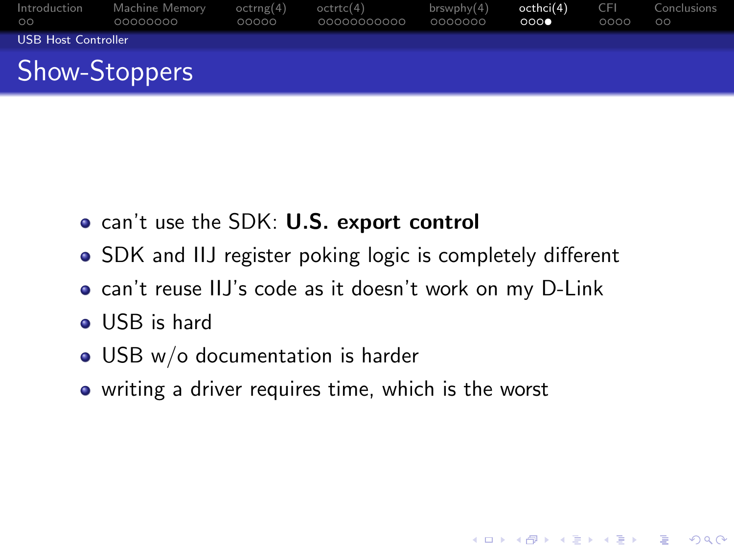## Show-Stoppers

- can't use the SDK: **U.S. export control**
- SDK and IIJ register poking logic is completely different
- can't reuse IIJ's code as it doesn't work on my D-Link
- USB is hard
- USB w/o documentation is harder
- writing a driver requires time, which is the worst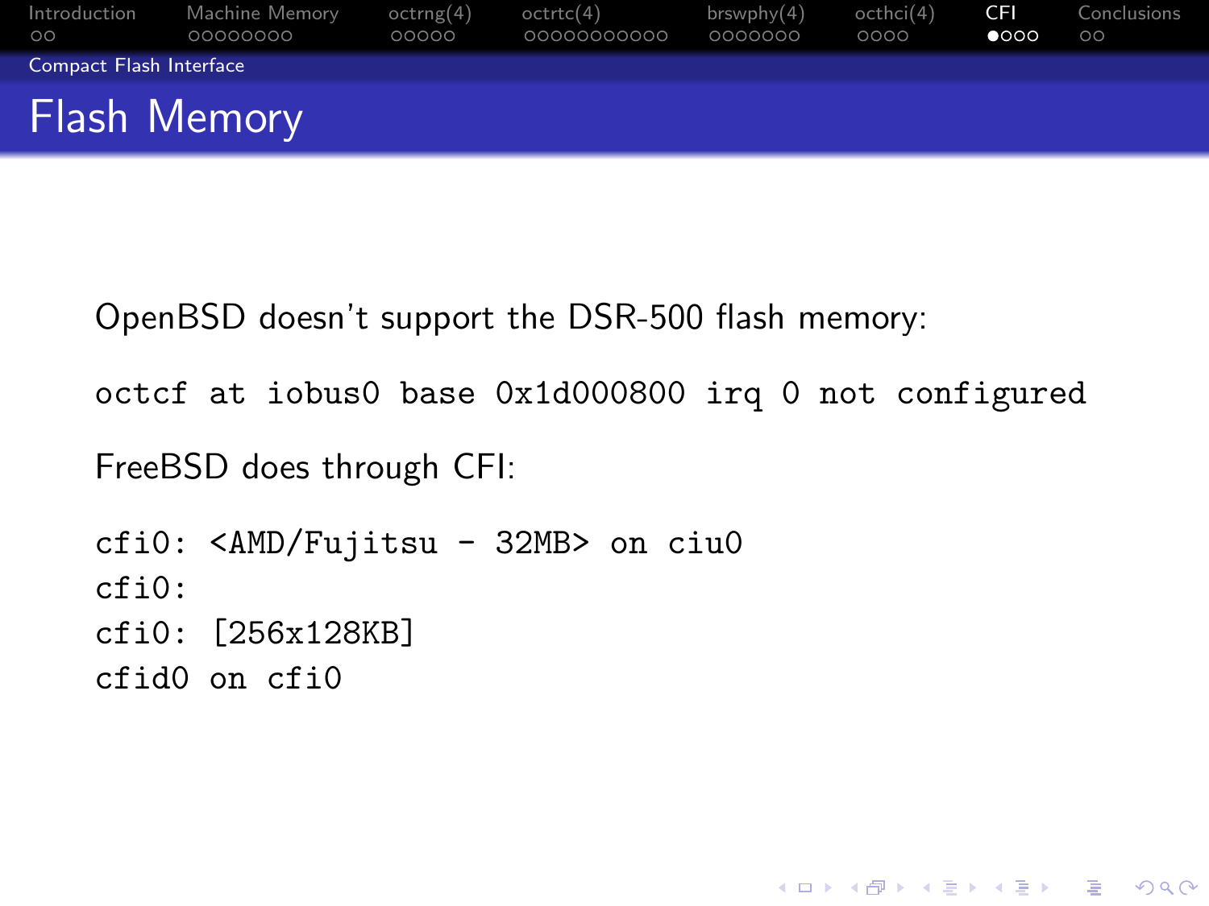# Flash Memory

OpenBSD doesn't support the DSR-500 flash memory:

```
octcf at iobus0 base 0x1d000800 irq 0 not configured
```

FreeBSD does through CFI:

```
cfi0: <AMD/Fujitsu - 32MB> on ciu0
cfi0:
cfi0: [256x128KB]
cfid0 on cfi0
```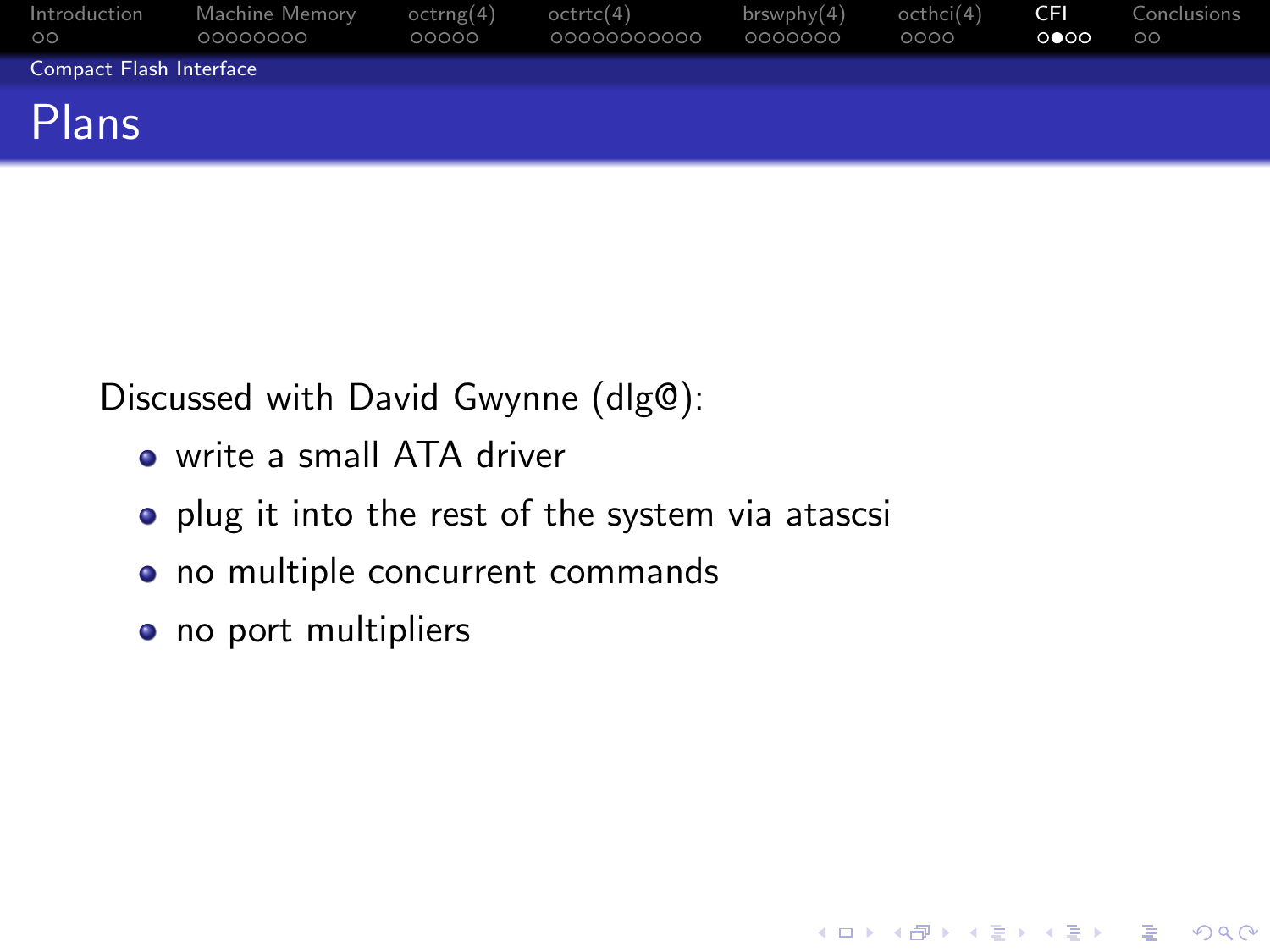# Plans

Discussed with David Gwynne (dlg@):

- write a small ATA driver
- plug it into the rest of the system via atascsi
- no multiple concurrent commands
- no port multipliers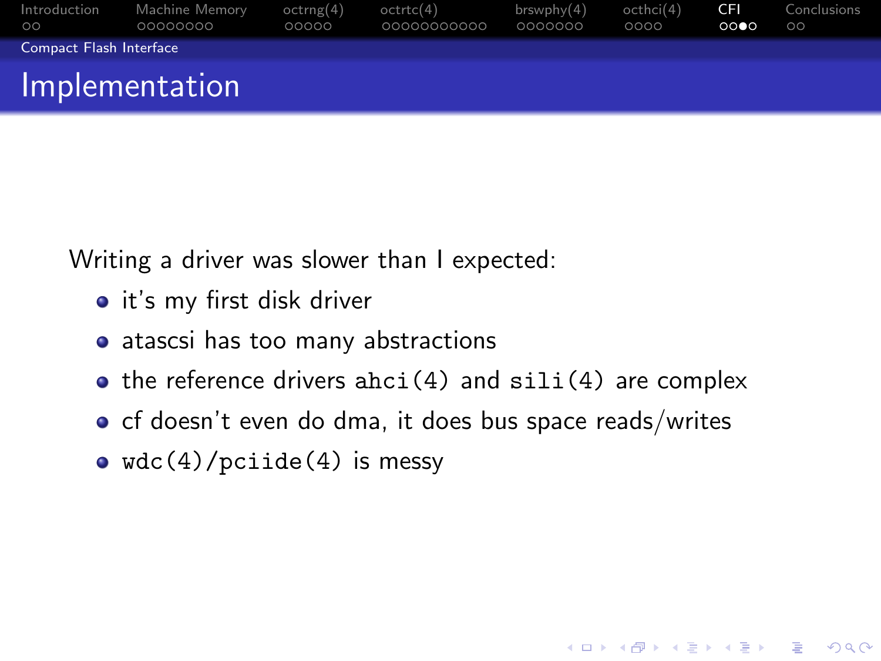## Implementation

Writing a driver was slower than I expected:

- it's my first disk driver
- atascsi has too many abstractions
- the reference drivers `ahci(4)` and `sili(4)` are complex
- cf doesn't even do dma, it does bus space reads/writes
- `wdc(4)/pciide(4)` is messy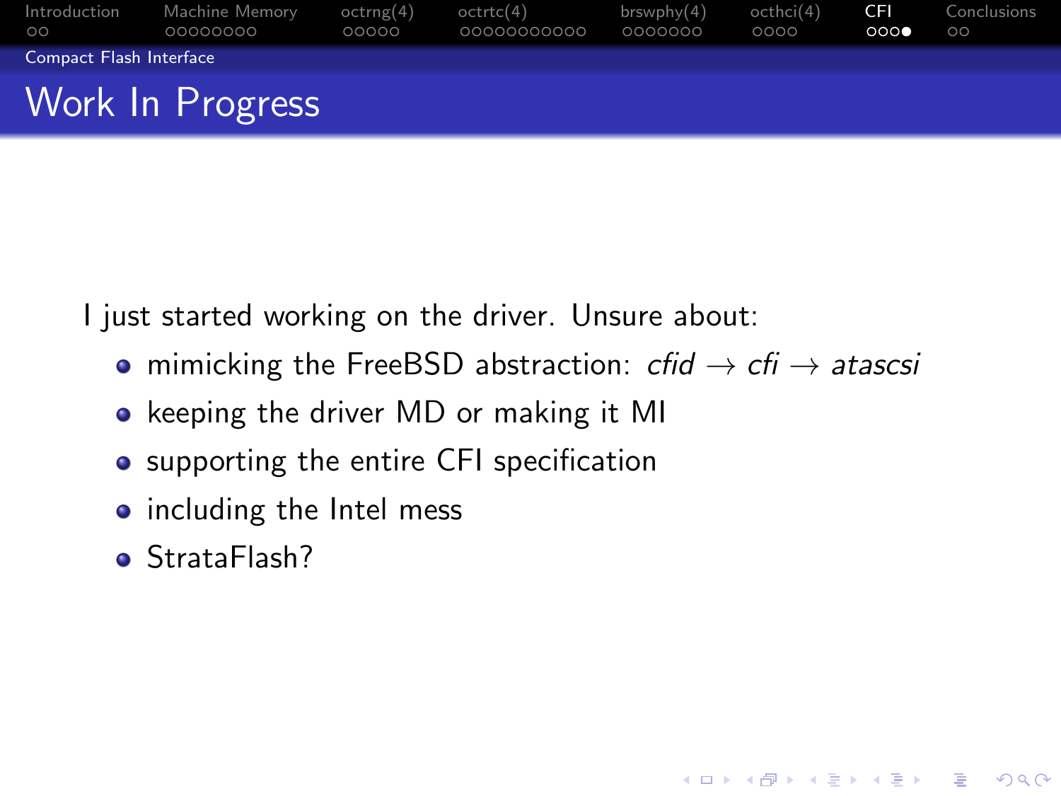# Work In Progress

I just started working on the driver. Unsure about:

- mimicking the FreeBSD abstraction: *cfid* $\rightarrow$ *cfi* $\rightarrow$ *atascsi*
- keeping the driver MD or making it MI
- supporting the entire CFI specification
- including the Intel mess
- StrataFlash?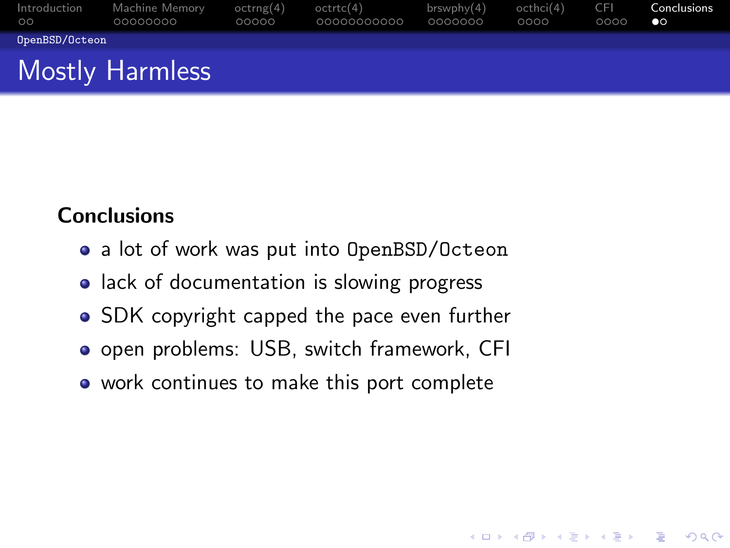# Mostly Harmless

### Conclusions

- a lot of work was put into OpenBSD/Octeon
- lack of documentation is slowing progress
- SDK copyright capped the pace even further
- open problems: USB, switch framework, CFI
- work continues to make this port complete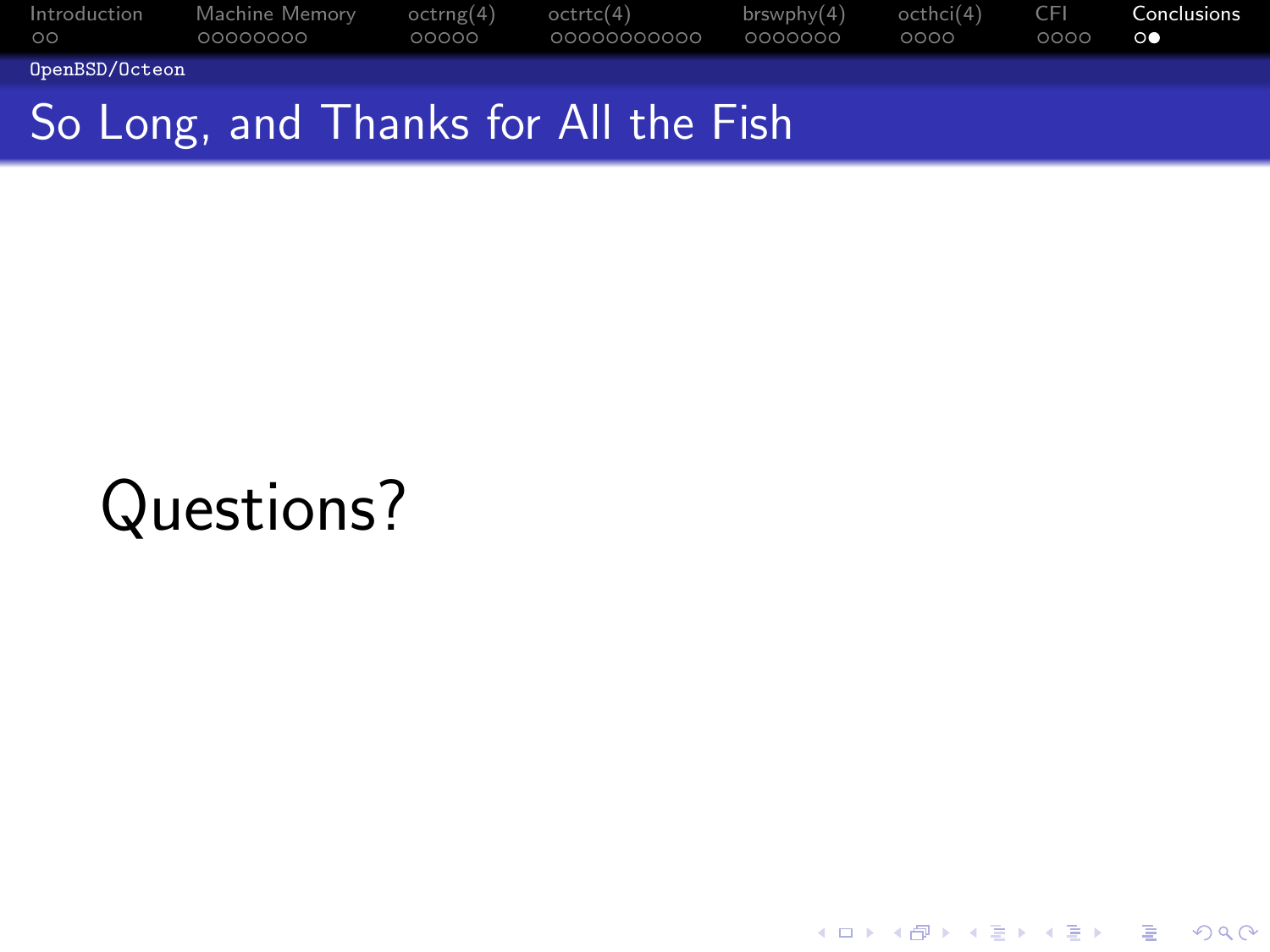# So Long, and Thanks for All the Fish

Questions?